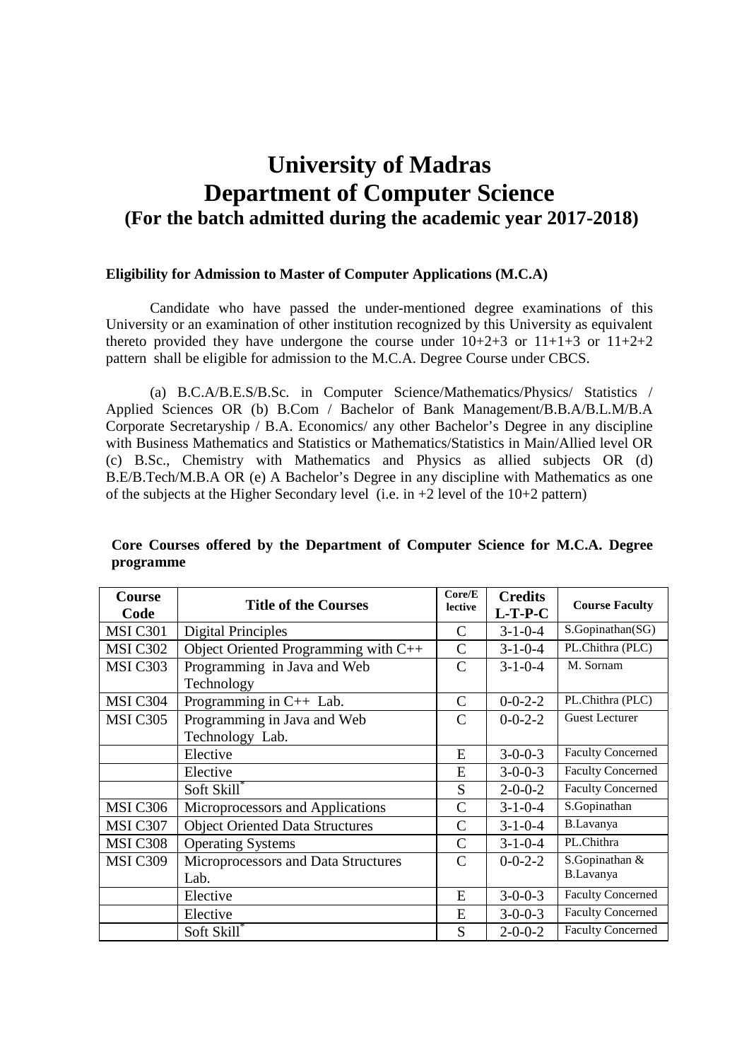# University of Madras
# Department of Computer Science
## (For the batch admitted during the academic year 2017-2018)

**Eligibility for Admission to Master of Computer Applications (M.C.A)**

Candidate who have passed the under-mentioned degree examinations of this University or an examination of other institution recognized by this University as equivalent thereto provided they have undergone the course under 10+2+3 or 11+1+3 or 11+2+2 pattern shall be eligible for admission to the M.C.A. Degree Course under CBCS.

(a) B.C.A/B.E.S/B.Sc. in Computer Science/Mathematics/Physics/ Statistics / Applied Sciences OR (b) B.Com / Bachelor of Bank Management/B.B.A/B.L.M/B.A Corporate Secretaryship / B.A. Economics/ any other Bachelor's Degree in any discipline with Business Mathematics and Statistics or Mathematics/Statistics in Main/Allied level OR (c) B.Sc., Chemistry with Mathematics and Physics as allied subjects OR (d) B.E/B.Tech/M.B.A OR (e) A Bachelor's Degree in any discipline with Mathematics as one of the subjects at the Higher Secondary level (i.e. in +2 level of the 10+2 pattern)

**Core Courses offered by the Department of Computer Science for M.C.A. Degree programme**

| Course Code | Title of the Courses | Core/Elective | Credits L-T-P-C | Course Faculty |
|---|---|---|---|---|
| MSI C301 | Digital Principles | C | 3-1-0-4 | S.Gopinathan(SG) |
| MSI C302 | Object Oriented Programming with C++ | C | 3-1-0-4 | PL.Chithra (PLC) |
| MSI C303 | Programming in Java and Web Technology | C | 3-1-0-4 | M. Sornam |
| MSI C304 | Programming in C++ Lab. | C | 0-0-2-2 | PL.Chithra (PLC) |
| MSI C305 | Programming in Java and Web Technology Lab. | C | 0-0-2-2 | Guest Lecturer |
| | Elective | E | 3-0-0-3 | Faculty Concerned |
| | Elective | E | 3-0-0-3 | Faculty Concerned |
| | Soft Skill* | S | 2-0-0-2 | Faculty Concerned |
| MSI C306 | Microprocessors and Applications | C | 3-1-0-4 | S.Gopinathan |
| MSI C307 | Object Oriented Data Structures | C | 3-1-0-4 | B.Lavanya |
| MSI C308 | Operating Systems | C | 3-1-0-4 | PL.Chithra |
| MSI C309 | Microprocessors and Data Structures Lab. | C | 0-0-2-2 | S.Gopinathan & B.Lavanya |
| | Elective | E | 3-0-0-3 | Faculty Concerned |
| | Elective | E | 3-0-0-3 | Faculty Concerned |
| | Soft Skill* | S | 2-0-0-2 | Faculty Concerned |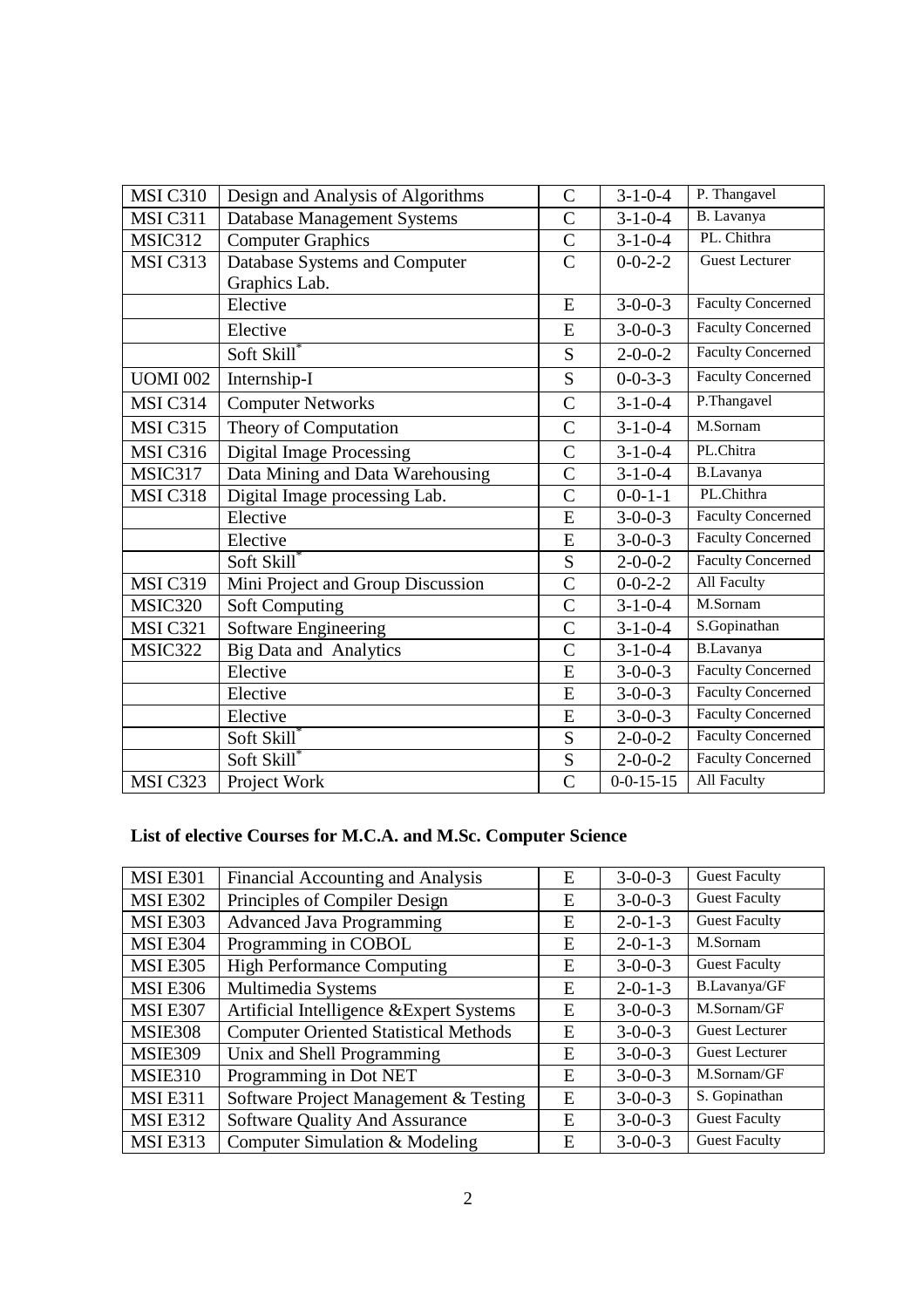| MSI C310 | Design and Analysis of Algorithms | C | 3-1-0-4 | P. Thangavel |
|---|---|---|---|---|
| MSI C311 | Database Management Systems | C | 3-1-0-4 | B. Lavanya |
| MSIC312 | Computer Graphics | C | 3-1-0-4 | PL. Chithra |
| MSI C313 | Database Systems and Computer Graphics Lab. | C | 0-0-2-2 | Guest Lecturer |
| | Elective | E | 3-0-0-3 | Faculty Concerned |
| | Elective | E | 3-0-0-3 | Faculty Concerned |
| | Soft Skill* | S | 2-0-0-2 | Faculty Concerned |
| UOMI 002 | Internship-I | S | 0-0-3-3 | Faculty Concerned |
| MSI C314 | Computer Networks | C | 3-1-0-4 | P.Thangavel |
| MSI C315 | Theory of Computation | C | 3-1-0-4 | M.Sornam |
| MSI C316 | Digital Image Processing | C | 3-1-0-4 | PL.Chitra |
| MSIC317 | Data Mining and Data Warehousing | C | 3-1-0-4 | B.Lavanya |
| MSI C318 | Digital Image processing Lab. | C | 0-0-1-1 | PL.Chithra |
| | Elective | E | 3-0-0-3 | Faculty Concerned |
| | Elective | E | 3-0-0-3 | Faculty Concerned |
| | Soft Skill* | S | 2-0-0-2 | Faculty Concerned |
| MSI C319 | Mini Project and Group Discussion | C | 0-0-2-2 | All Faculty |
| MSIC320 | Soft Computing | C | 3-1-0-4 | M.Sornam |
| MSI C321 | Software Engineering | C | 3-1-0-4 | S.Gopinathan |
| MSIC322 | Big Data and Analytics | C | 3-1-0-4 | B.Lavanya |
| | Elective | E | 3-0-0-3 | Faculty Concerned |
| | Elective | E | 3-0-0-3 | Faculty Concerned |
| | Elective | E | 3-0-0-3 | Faculty Concerned |
| | Soft Skill* | S | 2-0-0-2 | Faculty Concerned |
| | Soft Skill* | S | 2-0-0-2 | Faculty Concerned |
| MSI C323 | Project Work | C | 0-0-15-15 | All Faculty |

**List of elective Courses for M.C.A. and M.Sc. Computer Science**

| MSI E301 | Financial Accounting and Analysis | E | 3-0-0-3 | Guest Faculty |
|---|---|---|---|---|
| MSI E302 | Principles of Compiler Design | E | 3-0-0-3 | Guest Faculty |
| MSI E303 | Advanced Java Programming | E | 2-0-1-3 | Guest Faculty |
| MSI E304 | Programming in COBOL | E | 2-0-1-3 | M.Sornam |
| MSI E305 | High Performance Computing | E | 3-0-0-3 | Guest Faculty |
| MSI E306 | Multimedia Systems | E | 2-0-1-3 | B.Lavanya/GF |
| MSI E307 | Artificial Intelligence &Expert Systems | E | 3-0-0-3 | M.Sornam/GF |
| MSIE308 | Computer Oriented Statistical Methods | E | 3-0-0-3 | Guest Lecturer |
| MSIE309 | Unix and Shell Programming | E | 3-0-0-3 | Guest Lecturer |
| MSIE310 | Programming in Dot NET | E | 3-0-0-3 | M.Sornam/GF |
| MSI E311 | Software Project Management & Testing | E | 3-0-0-3 | S. Gopinathan |
| MSI E312 | Software Quality And Assurance | E | 3-0-0-3 | Guest Faculty |
| MSI E313 | Computer Simulation & Modeling | E | 3-0-0-3 | Guest Faculty |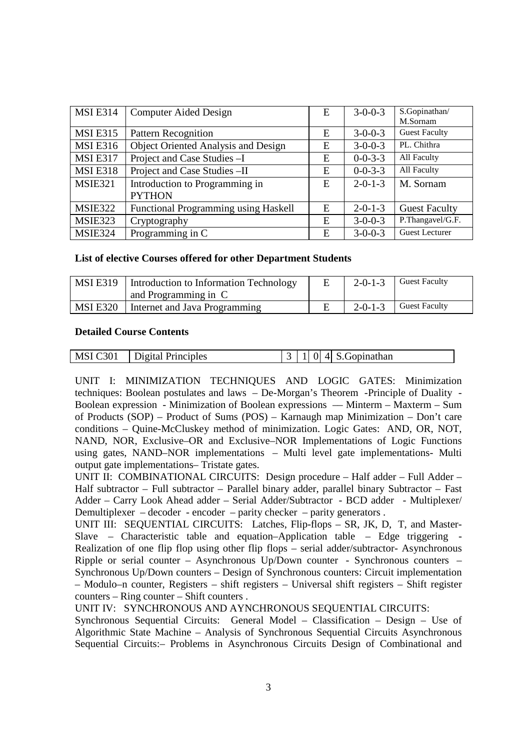| MSI E314 | Computer Aided Design | E | 3-0-0-3 | S.Gopinathan/ M.Sornam |
|---|---|---|---|---|
| MSI E315 | Pattern Recognition | E | 3-0-0-3 | Guest Faculty |
| MSI E316 | Object Oriented Analysis and Design | E | 3-0-0-3 | PL. Chithra |
| MSI E317 | Project and Case Studies –I | E | 0-0-3-3 | All Faculty |
| MSI E318 | Project and Case Studies –II | E | 0-0-3-3 | All Faculty |
| MSIE321 | Introduction to Programming in PYTHON | E | 2-0-1-3 | M. Sornam |
| MSIE322 | Functional Programming using Haskell | E | 2-0-1-3 | Guest Faculty |
| MSIE323 | Cryptography | E | 3-0-0-3 | P.Thangavel/G.F. |
| MSIE324 | Programming in C | E | 3-0-0-3 | Guest Lecturer |

**List of elective Courses offered for other Department Students**

| MSI E319 | Introduction to Information Technology and Programming in C | E | 2-0-1-3 | Guest Faculty |
|---|---|---|---|---|
| MSI E320 | Internet and Java Programming | E | 2-0-1-3 | Guest Faculty |

**Detailed Course Contents**

| MSI C301 | Digital Principles | 3 | 1 | 0 | 4 | S.Gopinathan |
|---|---|---|---|---|---|---|

UNIT I: MINIMIZATION TECHNIQUES AND LOGIC GATES: Minimization techniques: Boolean postulates and laws – De-Morgan's Theorem -Principle of Duality - Boolean expression - Minimization of Boolean expressions –– Minterm – Maxterm – Sum of Products (SOP) – Product of Sums (POS) – Karnaugh map Minimization – Don't care conditions – Quine-McCluskey method of minimization. Logic Gates: AND, OR, NOT, NAND, NOR, Exclusive–OR and Exclusive–NOR Implementations of Logic Functions using gates, NAND–NOR implementations – Multi level gate implementations- Multi output gate implementations– Tristate gates.

UNIT II: COMBINATIONAL CIRCUITS: Design procedure – Half adder – Full Adder – Half subtractor – Full subtractor – Parallel binary adder, parallel binary Subtractor – Fast Adder – Carry Look Ahead adder – Serial Adder/Subtractor - BCD adder - Multiplexer/ Demultiplexer – decoder - encoder – parity checker – parity generators .

UNIT III: SEQUENTIAL CIRCUITS: Latches, Flip-flops – SR, JK, D, T, and Master-Slave – Characteristic table and equation–Application table – Edge triggering - Realization of one flip flop using other flip flops – serial adder/subtractor- Asynchronous Ripple or serial counter – Asynchronous Up/Down counter - Synchronous counters – Synchronous Up/Down counters – Design of Synchronous counters: Circuit implementation – Modulo–n counter, Registers – shift registers – Universal shift registers – Shift register counters – Ring counter – Shift counters .

UNIT IV: SYNCHRONOUS AND AYNCHRONOUS SEQUENTIAL CIRCUITS:

Synchronous Sequential Circuits: General Model – Classification – Design – Use of Algorithmic State Machine – Analysis of Synchronous Sequential Circuits Asynchronous Sequential Circuits:– Problems in Asynchronous Circuits Design of Combinational and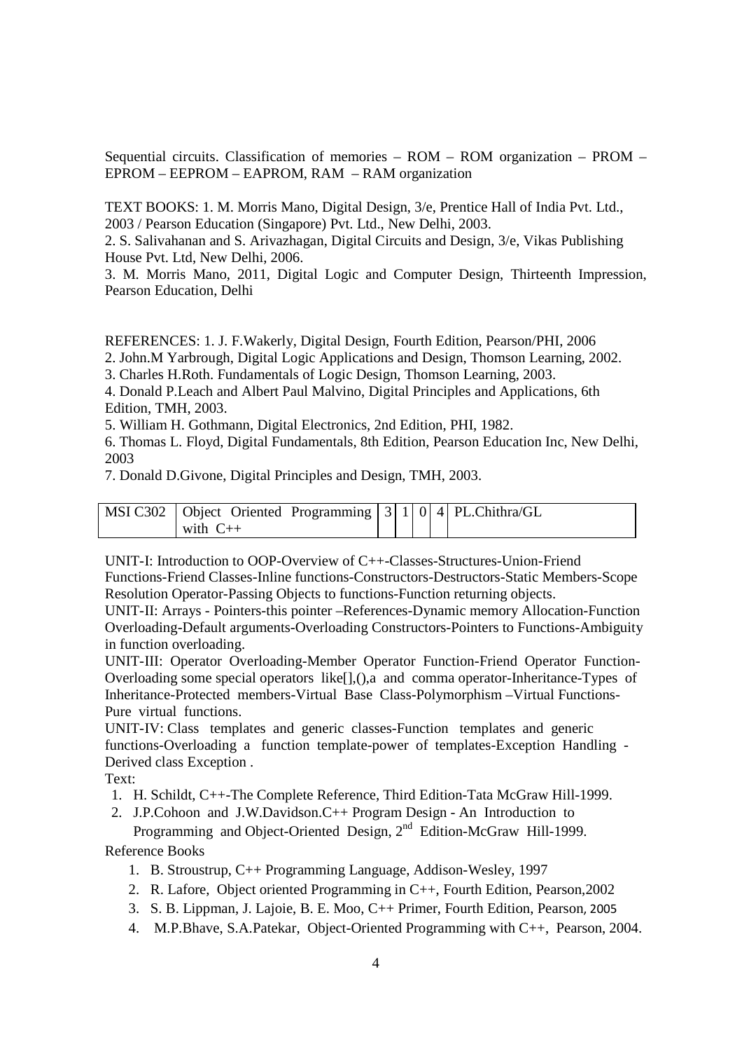Sequential circuits. Classification of memories – ROM – ROM organization – PROM – EPROM – EEPROM – EAPROM, RAM – RAM organization

TEXT BOOKS: 1. M. Morris Mano, Digital Design, 3/e, Prentice Hall of India Pvt. Ltd., 2003 / Pearson Education (Singapore) Pvt. Ltd., New Delhi, 2003.

2. S. Salivahanan and S. Arivazhagan, Digital Circuits and Design, 3/e, Vikas Publishing House Pvt. Ltd, New Delhi, 2006.

3. M. Morris Mano, 2011, Digital Logic and Computer Design, Thirteenth Impression, Pearson Education, Delhi

REFERENCES: 1. J. F.Wakerly, Digital Design, Fourth Edition, Pearson/PHI, 2006

2. John.M Yarbrough, Digital Logic Applications and Design, Thomson Learning, 2002.

3. Charles H.Roth. Fundamentals of Logic Design, Thomson Learning, 2003.

4. Donald P.Leach and Albert Paul Malvino, Digital Principles and Applications, 6th Edition, TMH, 2003.

5. William H. Gothmann, Digital Electronics, 2nd Edition, PHI, 1982.

6. Thomas L. Floyd, Digital Fundamentals, 8th Edition, Pearson Education Inc, New Delhi, 2003

7. Donald D.Givone, Digital Principles and Design, TMH, 2003.

| MSI C302 | Object Oriented Programming with C++ | 3 | 1 | 0 | 4 | PL.Chithra/GL |
|---|---|---|---|---|---|---|

UNIT-I: Introduction to OOP-Overview of C++-Classes-Structures-Union-Friend Functions-Friend Classes-Inline functions-Constructors-Destructors-Static Members-Scope Resolution Operator-Passing Objects to functions-Function returning objects.

UNIT-II: Arrays - Pointers-this pointer –References-Dynamic memory Allocation-Function Overloading-Default arguments-Overloading Constructors-Pointers to Functions-Ambiguity in function overloading.

UNIT-III: Operator Overloading-Member Operator Function-Friend Operator Function-Overloading some special operators like[],(),a and comma operator-Inheritance-Types of Inheritance-Protected members-Virtual Base Class-Polymorphism –Virtual Functions-Pure virtual functions.

UNIT-IV: Class templates and generic classes-Function templates and generic functions-Overloading a function template-power of templates-Exception Handling - Derived class Exception .

Text:

1. H. Schildt, C++-The Complete Reference, Third Edition-Tata McGraw Hill-1999.
2. J.P.Cohoon and J.W.Davidson.C++ Program Design - An Introduction to Programming and Object-Oriented Design, 2nd Edition-McGraw Hill-1999.

Reference Books

1. B. Stroustrup, C++ Programming Language, Addison-Wesley, 1997
2. R. Lafore, Object oriented Programming in C++, Fourth Edition, Pearson,2002
3. S. B. Lippman, J. Lajoie, B. E. Moo, C++ Primer, Fourth Edition, Pearson, 2005
4. M.P.Bhave, S.A.Patekar, Object-Oriented Programming with C++, Pearson, 2004.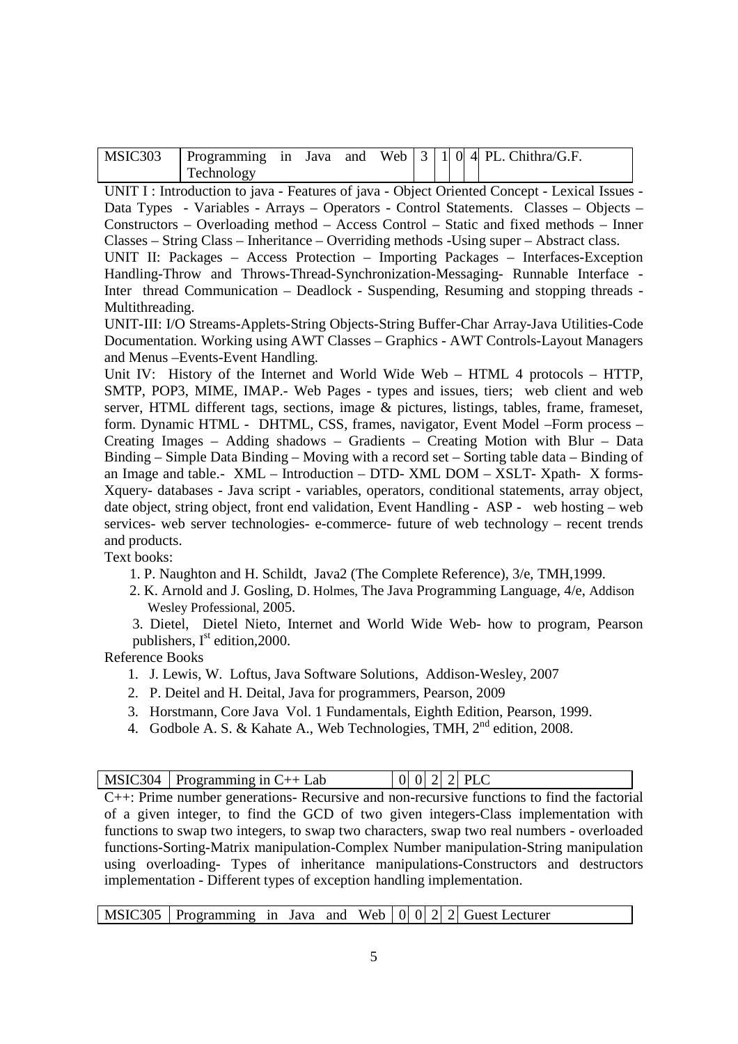| MSIC303 | Programming in Java and Web Technology | 3 | 1 | 0 | 4 | PL. Chithra/G.F. |
|---|---|---|---|---|---|---|

UNIT I : Introduction to java - Features of java - Object Oriented Concept - Lexical Issues - Data Types - Variables - Arrays – Operators - Control Statements. Classes – Objects – Constructors – Overloading method – Access Control – Static and fixed methods – Inner Classes – String Class – Inheritance – Overriding methods -Using super – Abstract class.

UNIT II: Packages – Access Protection – Importing Packages – Interfaces-Exception Handling-Throw and Throws-Thread-Synchronization-Messaging- Runnable Interface - Inter thread Communication – Deadlock - Suspending, Resuming and stopping threads - Multithreading.

UNIT-III: I/O Streams-Applets-String Objects-String Buffer-Char Array-Java Utilities-Code Documentation. Working using AWT Classes – Graphics - AWT Controls-Layout Managers and Menus –Events-Event Handling.

Unit IV: History of the Internet and World Wide Web – HTML 4 protocols – HTTP, SMTP, POP3, MIME, IMAP.- Web Pages - types and issues, tiers; web client and web server, HTML different tags, sections, image & pictures, listings, tables, frame, frameset, form. Dynamic HTML - DHTML, CSS, frames, navigator, Event Model –Form process – Creating Images – Adding shadows – Gradients – Creating Motion with Blur – Data Binding – Simple Data Binding – Moving with a record set – Sorting table data – Binding of an Image and table.- XML – Introduction – DTD- XML DOM – XSLT- Xpath- X forms- Xquery- databases - Java script - variables, operators, conditional statements, array object, date object, string object, front end validation, Event Handling - ASP - web hosting – web services- web server technologies- e-commerce- future of web technology – recent trends and products.

Text books:

1. P. Naughton and H. Schildt, Java2 (The Complete Reference), 3/e, TMH,1999.
2. K. Arnold and J. Gosling, D. Holmes, The Java Programming Language, 4/e, Addison Wesley Professional, 2005.
3. Dietel, Dietel Nieto, Internet and World Wide Web- how to program, Pearson publishers, Ist edition,2000.

Reference Books

1. J. Lewis, W. Loftus, Java Software Solutions, Addison-Wesley, 2007
2. P. Deitel and H. Deital, Java for programmers, Pearson, 2009
3. Horstmann, Core Java Vol. 1 Fundamentals, Eighth Edition, Pearson, 1999.
4. Godbole A. S. & Kahate A., Web Technologies, TMH, 2nd edition, 2008.

| MSIC304 | Programming in C++ Lab | 0 | 0 | 2 | 2 | PLC |
|---|---|---|---|---|---|---|

C++: Prime number generations- Recursive and non-recursive functions to find the factorial of a given integer, to find the GCD of two given integers-Class implementation with functions to swap two integers, to swap two characters, swap two real numbers - overloaded functions-Sorting-Matrix manipulation-Complex Number manipulation-String manipulation using overloading- Types of inheritance manipulations-Constructors and destructors implementation - Different types of exception handling implementation.

| MSIC305 | Programming in Java and Web | 0 | 0 | 2 | 2 | Guest Lecturer |
|---|---|---|---|---|---|---|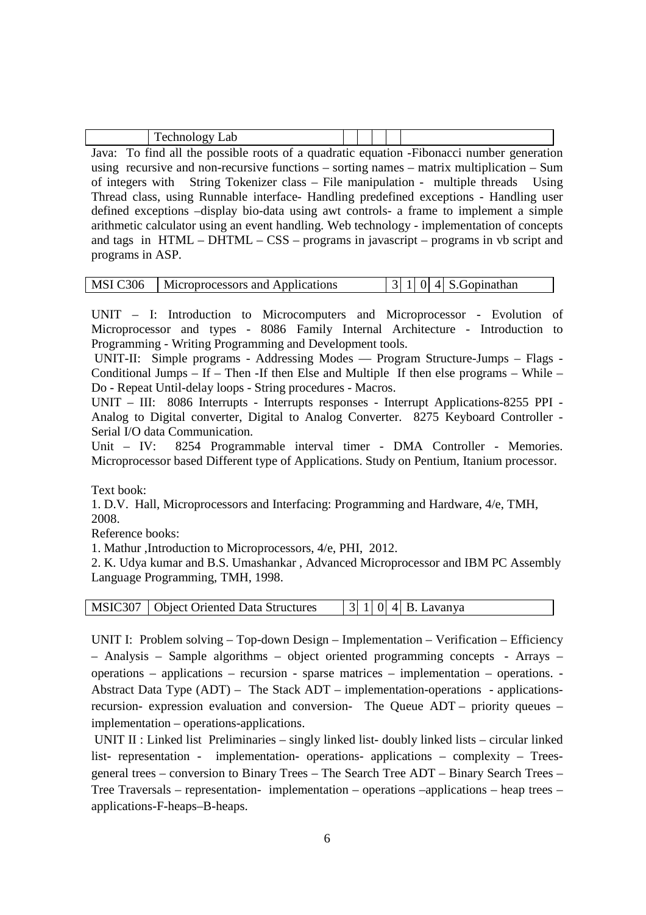|  | Technology Lab |  |  |  |  |  |
|---|---|---|---|---|---|---|

Java: To find all the possible roots of a quadratic equation -Fibonacci number generation using recursive and non-recursive functions – sorting names – matrix multiplication – Sum of integers with String Tokenizer class – File manipulation - multiple threads Using Thread class, using Runnable interface- Handling predefined exceptions - Handling user defined exceptions –display bio-data using awt controls- a frame to implement a simple arithmetic calculator using an event handling. Web technology - implementation of concepts and tags in HTML – DHTML – CSS – programs in javascript – programs in vb script and programs in ASP.

| MSI C306 | Microprocessors and Applications | 3 | 1 | 0 | 4 | S.Gopinathan |
|---|---|---|---|---|---|---|

UNIT – I: Introduction to Microcomputers and Microprocessor - Evolution of Microprocessor and types - 8086 Family Internal Architecture - Introduction to Programming - Writing Programming and Development tools.

UNIT-II: Simple programs - Addressing Modes — Program Structure-Jumps – Flags - Conditional Jumps – If – Then -If then Else and Multiple If then else programs – While – Do - Repeat Until-delay loops - String procedures - Macros.

UNIT – III: 8086 Interrupts - Interrupts responses - Interrupt Applications-8255 PPI - Analog to Digital converter, Digital to Analog Converter. 8275 Keyboard Controller - Serial I/O data Communication.

Unit – IV: 8254 Programmable interval timer - DMA Controller - Memories. Microprocessor based Different type of Applications. Study on Pentium, Itanium processor.

Text book:

1. D.V. Hall, Microprocessors and Interfacing: Programming and Hardware, 4/e, TMH, 2008.

Reference books:

1. Mathur ,Introduction to Microprocessors, 4/e, PHI, 2012.
2. K. Udya kumar and B.S. Umashankar , Advanced Microprocessor and IBM PC Assembly Language Programming, TMH, 1998.

| MSIC307 | Object Oriented Data Structures | 3 | 1 | 0 | 4 | B. Lavanya |
|---|---|---|---|---|---|---|

UNIT I: Problem solving – Top-down Design – Implementation – Verification – Efficiency – Analysis – Sample algorithms – object oriented programming concepts - Arrays – operations – applications – recursion - sparse matrices – implementation – operations. - Abstract Data Type (ADT) – The Stack ADT – implementation-operations - applications-recursion- expression evaluation and conversion- The Queue ADT – priority queues – implementation – operations-applications.

UNIT II : Linked list Preliminaries – singly linked list- doubly linked lists – circular linked list- representation - implementation- operations- applications – complexity – Trees-general trees – conversion to Binary Trees – The Search Tree ADT – Binary Search Trees – Tree Traversals – representation- implementation – operations –applications – heap trees – applications-F-heaps–B-heaps.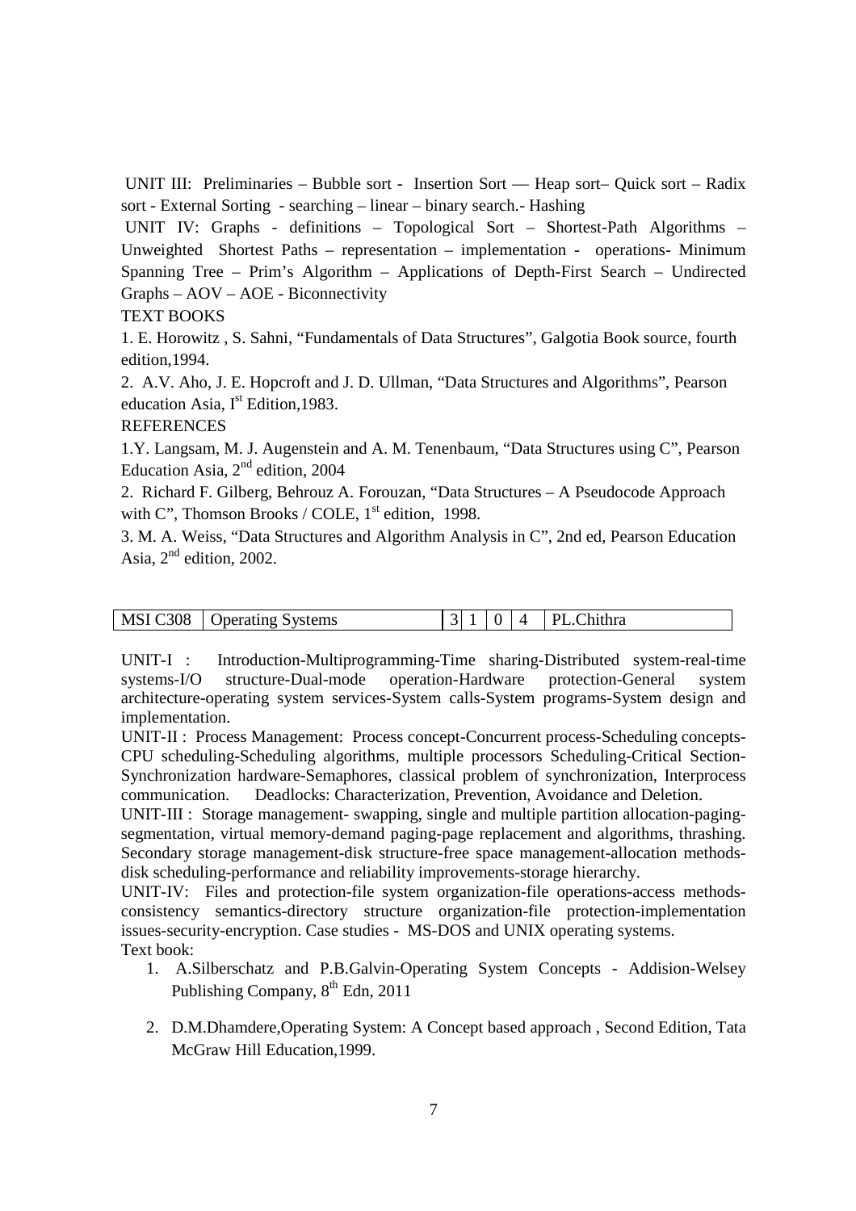UNIT III: Preliminaries – Bubble sort - Insertion Sort — Heap sort– Quick sort – Radix sort - External Sorting - searching – linear – binary search.- Hashing

UNIT IV: Graphs - definitions – Topological Sort – Shortest-Path Algorithms – Unweighted Shortest Paths – representation – implementation - operations- Minimum Spanning Tree – Prim's Algorithm – Applications of Depth-First Search – Undirected Graphs – AOV – AOE - Biconnectivity

TEXT BOOKS

1. E. Horowitz , S. Sahni, "Fundamentals of Data Structures", Galgotia Book source, fourth edition,1994.
2. A.V. Aho, J. E. Hopcroft and J. D. Ullman, "Data Structures and Algorithms", Pearson education Asia, I[st] Edition,1983.

REFERENCES

1. Y. Langsam, M. J. Augenstein and A. M. Tenenbaum, "Data Structures using C", Pearson Education Asia, 2[nd] edition, 2004
2. Richard F. Gilberg, Behrouz A. Forouzan, "Data Structures – A Pseudocode Approach with C", Thomson Brooks / COLE, 1[st] edition, 1998.
3. M. A. Weiss, "Data Structures and Algorithm Analysis in C", 2nd ed, Pearson Education Asia, 2[nd] edition, 2002.

| MSI C308 | Operating Systems | 3 | 1 | 0 | 4 | PL.Chithra |
|---|---|---|---|---|---|---|

UNIT-I : Introduction-Multiprogramming-Time sharing-Distributed system-real-time systems-I/O structure-Dual-mode operation-Hardware protection-General system architecture-operating system services-System calls-System programs-System design and implementation.

UNIT-II : Process Management: Process concept-Concurrent process-Scheduling concepts-CPU scheduling-Scheduling algorithms, multiple processors Scheduling-Critical Section-Synchronization hardware-Semaphores, classical problem of synchronization, Interprocess communication. Deadlocks: Characterization, Prevention, Avoidance and Deletion.

UNIT-III : Storage management- swapping, single and multiple partition allocation-paging-segmentation, virtual memory-demand paging-page replacement and algorithms, thrashing. Secondary storage management-disk structure-free space management-allocation methods-disk scheduling-performance and reliability improvements-storage hierarchy.

UNIT-IV: Files and protection-file system organization-file operations-access methods-consistency semantics-directory structure organization-file protection-implementation issues-security-encryption. Case studies - MS-DOS and UNIX operating systems.

Text book:

1. A.Silberschatz and P.B.Galvin-Operating System Concepts - Addision-Welsey Publishing Company, 8[th] Edn, 2011
2. D.M.Dhamdere,Operating System: A Concept based approach , Second Edition, Tata McGraw Hill Education,1999.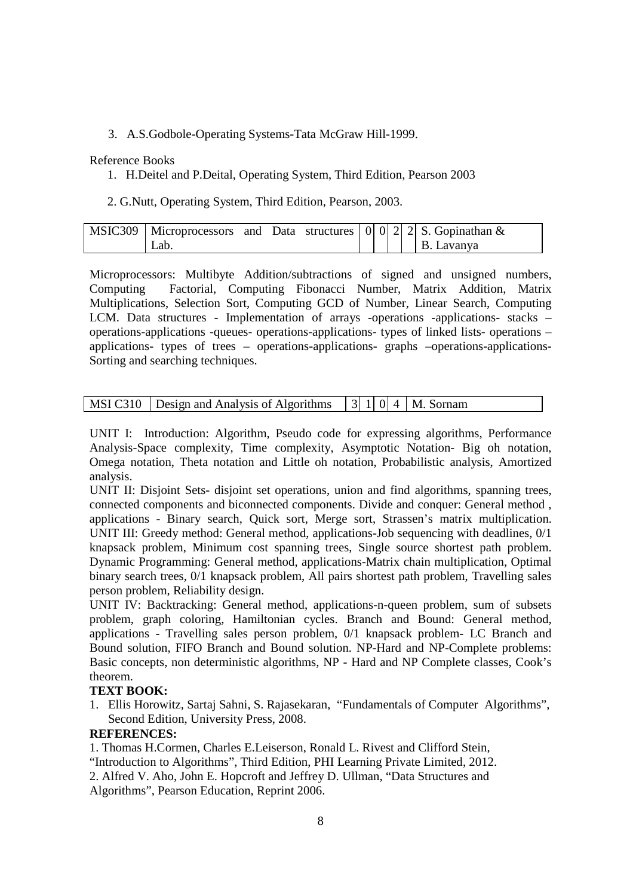3. A.S.Godbole-Operating Systems-Tata McGraw Hill-1999.

Reference Books

1. H.Deitel and P.Deital, Operating System, Third Edition, Pearson 2003
2. G.Nutt, Operating System, Third Edition, Pearson, 2003.

| MSIC309 | Microprocessors and Data structures Lab. | 0 | 0 | 2 | 2 | S. Gopinathan & B. Lavanya |
|---|---|---|---|---|---|---|

Microprocessors: Multibyte Addition/subtractions of signed and unsigned numbers, Computing Factorial, Computing Fibonacci Number, Matrix Addition, Matrix Multiplications, Selection Sort, Computing GCD of Number, Linear Search, Computing LCM. Data structures - Implementation of arrays -operations -applications- stacks – operations-applications -queues- operations-applications- types of linked lists- operations – applications- types of trees – operations-applications- graphs –operations-applications- Sorting and searching techniques.

| MSI C310 | Design and Analysis of Algorithms | 3 | 1 | 0 | 4 | M. Sornam |
|---|---|---|---|---|---|---|

UNIT I: Introduction: Algorithm, Pseudo code for expressing algorithms, Performance Analysis-Space complexity, Time complexity, Asymptotic Notation- Big oh notation, Omega notation, Theta notation and Little oh notation, Probabilistic analysis, Amortized analysis.

UNIT II: Disjoint Sets- disjoint set operations, union and find algorithms, spanning trees, connected components and biconnected components. Divide and conquer: General method , applications - Binary search, Quick sort, Merge sort, Strassen's matrix multiplication.

UNIT III: Greedy method: General method, applications-Job sequencing with deadlines, 0/1 knapsack problem, Minimum cost spanning trees, Single source shortest path problem. Dynamic Programming: General method, applications-Matrix chain multiplication, Optimal binary search trees, 0/1 knapsack problem, All pairs shortest path problem, Travelling sales person problem, Reliability design.

UNIT IV: Backtracking: General method, applications-n-queen problem, sum of subsets problem, graph coloring, Hamiltonian cycles. Branch and Bound: General method, applications - Travelling sales person problem, 0/1 knapsack problem- LC Branch and Bound solution, FIFO Branch and Bound solution. NP-Hard and NP-Complete problems: Basic concepts, non deterministic algorithms, NP - Hard and NP Complete classes, Cook's theorem.

**TEXT BOOK:**

1. Ellis Horowitz, Sartaj Sahni, S. Rajasekaran, "Fundamentals of Computer Algorithms", Second Edition, University Press, 2008.

**REFERENCES:**

1. Thomas H.Cormen, Charles E.Leiserson, Ronald L. Rivest and Clifford Stein, "Introduction to Algorithms", Third Edition, PHI Learning Private Limited, 2012.
2. Alfred V. Aho, John E. Hopcroft and Jeffrey D. Ullman, "Data Structures and Algorithms", Pearson Education, Reprint 2006.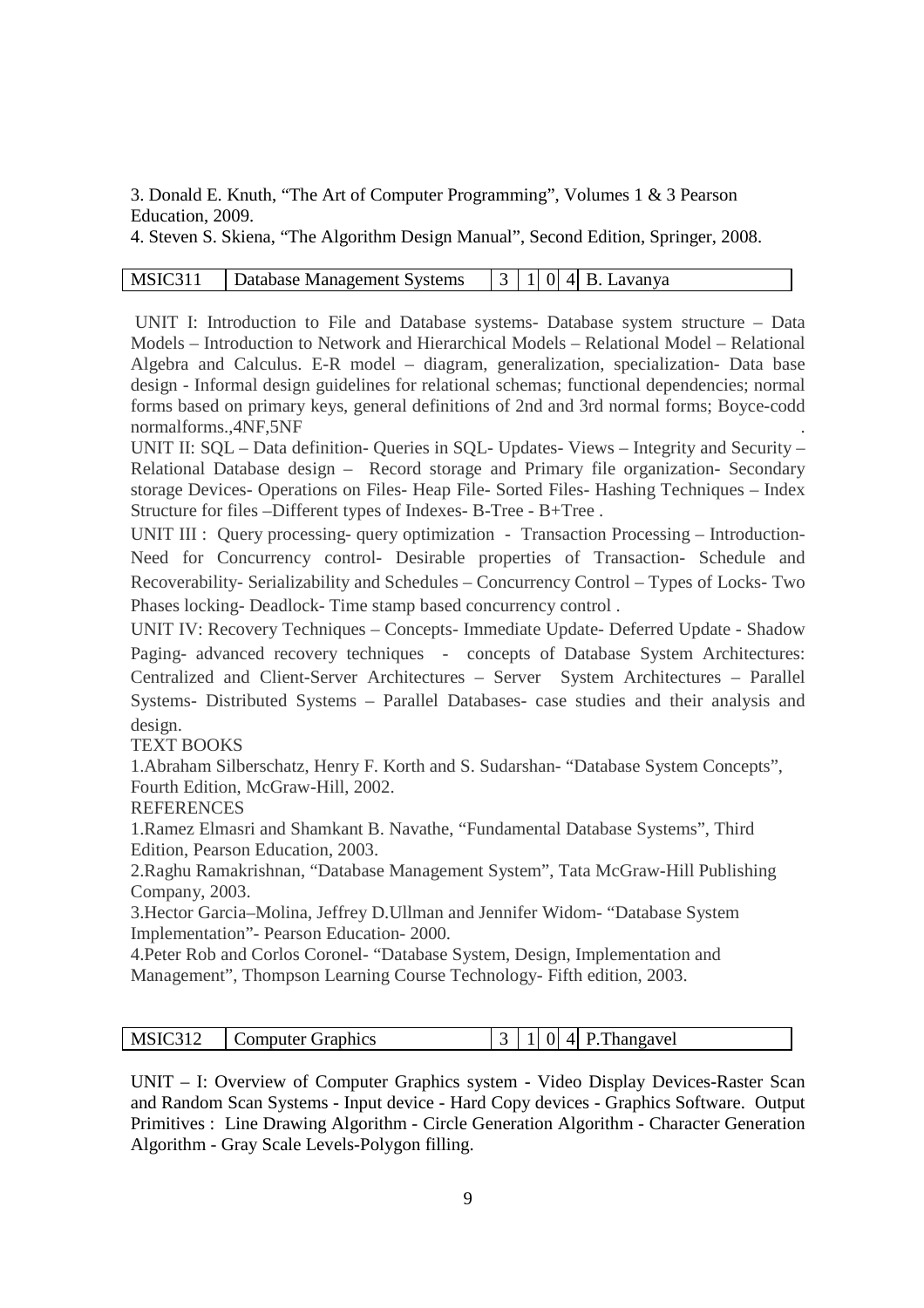3. Donald E. Knuth, "The Art of Computer Programming", Volumes 1 & 3 Pearson Education, 2009.
4. Steven S. Skiena, "The Algorithm Design Manual", Second Edition, Springer, 2008.

| MSIC311 | Database Management Systems | 3 | 1 | 0 | 4 | B. Lavanya |
|---|---|---|---|---|---|---|

UNIT I: Introduction to File and Database systems- Database system structure – Data Models – Introduction to Network and Hierarchical Models – Relational Model – Relational Algebra and Calculus. E-R model – diagram, generalization, specialization- Data base design - Informal design guidelines for relational schemas; functional dependencies; normal forms based on primary keys, general definitions of 2nd and 3rd normal forms; Boyce-codd normalforms.,4NF,5NF .

UNIT II: SQL – Data definition- Queries in SQL- Updates- Views – Integrity and Security – Relational Database design – Record storage and Primary file organization- Secondary storage Devices- Operations on Files- Heap File- Sorted Files- Hashing Techniques – Index Structure for files –Different types of Indexes- B-Tree - B+Tree .

UNIT III : Query processing- query optimization - Transaction Processing – Introduction- Need for Concurrency control- Desirable properties of Transaction- Schedule and Recoverability- Serializability and Schedules – Concurrency Control – Types of Locks- Two Phases locking- Deadlock- Time stamp based concurrency control .

UNIT IV: Recovery Techniques – Concepts- Immediate Update- Deferred Update - Shadow Paging- advanced recovery techniques - concepts of Database System Architectures: Centralized and Client-Server Architectures – Server System Architectures – Parallel Systems- Distributed Systems – Parallel Databases- case studies and their analysis and design.

TEXT BOOKS

1.Abraham Silberschatz, Henry F. Korth and S. Sudarshan- "Database System Concepts", Fourth Edition, McGraw-Hill, 2002.

REFERENCES

1.Ramez Elmasri and Shamkant B. Navathe, "Fundamental Database Systems", Third Edition, Pearson Education, 2003.
2.Raghu Ramakrishnan, "Database Management System", Tata McGraw-Hill Publishing Company, 2003.
3.Hector Garcia–Molina, Jeffrey D.Ullman and Jennifer Widom- "Database System Implementation"- Pearson Education- 2000.
4.Peter Rob and Corlos Coronel- "Database System, Design, Implementation and Management", Thompson Learning Course Technology- Fifth edition, 2003.

| MSIC312 | Computer Graphics | 3 | 1 | 0 | 4 | P.Thangavel |
|---|---|---|---|---|---|---|

UNIT – I: Overview of Computer Graphics system - Video Display Devices-Raster Scan and Random Scan Systems - Input device - Hard Copy devices - Graphics Software. Output Primitives : Line Drawing Algorithm - Circle Generation Algorithm - Character Generation Algorithm - Gray Scale Levels-Polygon filling.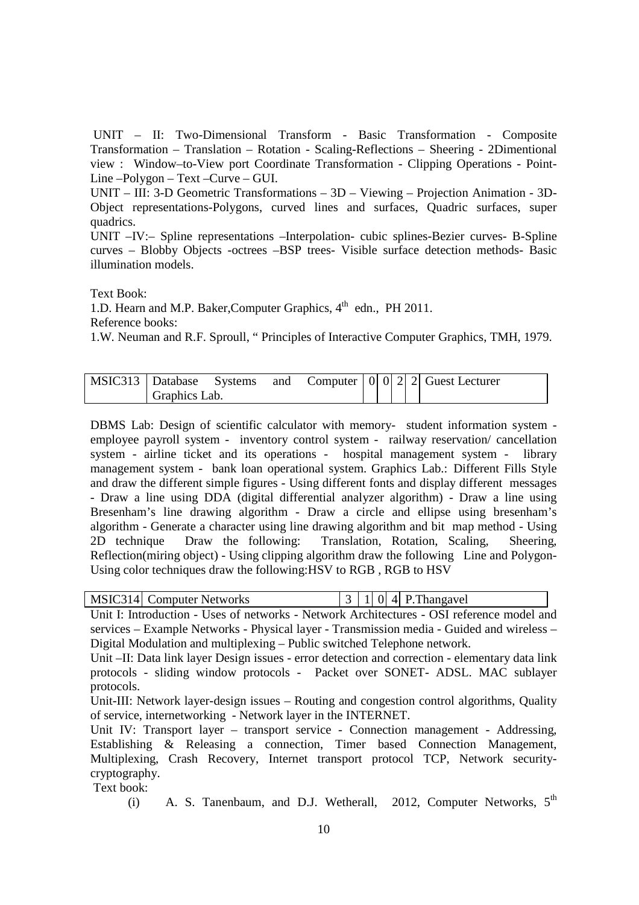UNIT – II: Two-Dimensional Transform - Basic Transformation - Composite Transformation – Translation – Rotation - Scaling-Reflections – Sheering - 2Dimentional view : Window–to-View port Coordinate Transformation - Clipping Operations - Point-Line –Polygon – Text –Curve – GUI.

UNIT – III: 3-D Geometric Transformations – 3D – Viewing – Projection Animation - 3D-Object representations-Polygons, curved lines and surfaces, Quadric surfaces, super quadrics.

UNIT –IV:– Spline representations –Interpolation- cubic splines-Bezier curves- B-Spline curves – Blobby Objects -octrees –BSP trees- Visible surface detection methods- Basic illumination models.

Text Book:

1.D. Hearn and M.P. Baker,Computer Graphics, 4th edn., PH 2011.

Reference books:

1.W. Neuman and R.F. Sproull, " Principles of Interactive Computer Graphics, TMH, 1979.

| MSIC313 | Database Systems and Computer Graphics Lab. | 0 | 0 | 2 | 2 | Guest Lecturer |
|---|---|---|---|---|---|---|

DBMS Lab: Design of scientific calculator with memory- student information system - employee payroll system - inventory control system - railway reservation/ cancellation system - airline ticket and its operations - hospital management system - library management system - bank loan operational system. Graphics Lab.: Different Fills Style and draw the different simple figures - Using different fonts and display different messages - Draw a line using DDA (digital differential analyzer algorithm) - Draw a line using Bresenham's line drawing algorithm - Draw a circle and ellipse using bresenham's algorithm - Generate a character using line drawing algorithm and bit map method - Using 2D technique Draw the following: Translation, Rotation, Scaling, Sheering, Reflection(miring object) - Using clipping algorithm draw the following Line and Polygon- Using color techniques draw the following:HSV to RGB , RGB to HSV

| MSIC314 | Computer Networks | 3 | 1 | 0 | 4 | P.Thangavel |
|---|---|---|---|---|---|---|

Unit I: Introduction - Uses of networks - Network Architectures - OSI reference model and services – Example Networks - Physical layer - Transmission media - Guided and wireless – Digital Modulation and multiplexing – Public switched Telephone network.

Unit –II: Data link layer Design issues - error detection and correction - elementary data link protocols - sliding window protocols - Packet over SONET- ADSL. MAC sublayer protocols.

Unit-III: Network layer-design issues – Routing and congestion control algorithms, Quality of service, internetworking - Network layer in the INTERNET.

Unit IV: Transport layer – transport service - Connection management - Addressing, Establishing & Releasing a connection, Timer based Connection Management, Multiplexing, Crash Recovery, Internet transport protocol TCP, Network security-cryptography.

Text book:

(i) A. S. Tanenbaum, and D.J. Wetherall, 2012, Computer Networks, 5th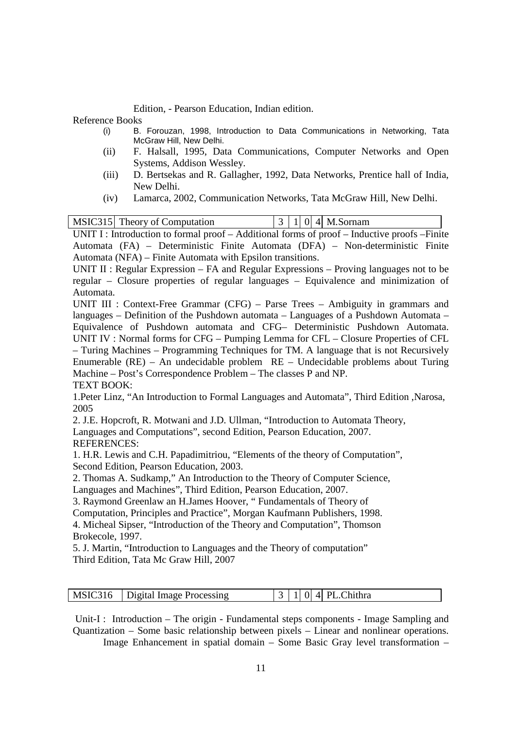Edition, - Pearson Education, Indian edition.

Reference Books

(i) B. Forouzan, 1998, Introduction to Data Communications in Networking, Tata McGraw Hill, New Delhi.
(ii) F. Halsall, 1995, Data Communications, Computer Networks and Open Systems, Addison Wessley.
(iii) D. Bertsekas and R. Gallagher, 1992, Data Networks, Prentice hall of India, New Delhi.
(iv) Lamarca, 2002, Communication Networks, Tata McGraw Hill, New Delhi.

| MSIC315 | Theory of Computation | 3 | 1 | 0 | 4 | M.Sornam |
|---|---|---|---|---|---|---|

UNIT I : Introduction to formal proof – Additional forms of proof – Inductive proofs –Finite Automata (FA) – Deterministic Finite Automata (DFA) – Non-deterministic Finite Automata (NFA) – Finite Automata with Epsilon transitions.

UNIT II : Regular Expression – FA and Regular Expressions – Proving languages not to be regular – Closure properties of regular languages – Equivalence and minimization of Automata.

UNIT III : Context-Free Grammar (CFG) – Parse Trees – Ambiguity in grammars and languages – Definition of the Pushdown automata – Languages of a Pushdown Automata – Equivalence of Pushdown automata and CFG– Deterministic Pushdown Automata.

UNIT IV : Normal forms for CFG – Pumping Lemma for CFL – Closure Properties of CFL – Turing Machines – Programming Techniques for TM. A language that is not Recursively Enumerable (RE) – An undecidable problem RE – Undecidable problems about Turing Machine – Post's Correspondence Problem – The classes P and NP.

TEXT BOOK:

1.Peter Linz, "An Introduction to Formal Languages and Automata", Third Edition ,Narosa, 2005

2. J.E. Hopcroft, R. Motwani and J.D. Ullman, "Introduction to Automata Theory, Languages and Computations", second Edition, Pearson Education, 2007.

REFERENCES:

1. H.R. Lewis and C.H. Papadimitriou, "Elements of the theory of Computation", Second Edition, Pearson Education, 2003.

2. Thomas A. Sudkamp," An Introduction to the Theory of Computer Science, Languages and Machines", Third Edition, Pearson Education, 2007.

3. Raymond Greenlaw an H.James Hoover, " Fundamentals of Theory of Computation, Principles and Practice", Morgan Kaufmann Publishers, 1998.

4. Micheal Sipser, "Introduction of the Theory and Computation", Thomson Brokecole, 1997.

5. J. Martin, "Introduction to Languages and the Theory of computation" Third Edition, Tata Mc Graw Hill, 2007

| MSIC316 | Digital Image Processing | 3 | 1 | 0 | 4 | PL.Chithra |
|---|---|---|---|---|---|---|

Unit-I : Introduction – The origin - Fundamental steps components - Image Sampling and Quantization – Some basic relationship between pixels – Linear and nonlinear operations. Image Enhancement in spatial domain – Some Basic Gray level transformation –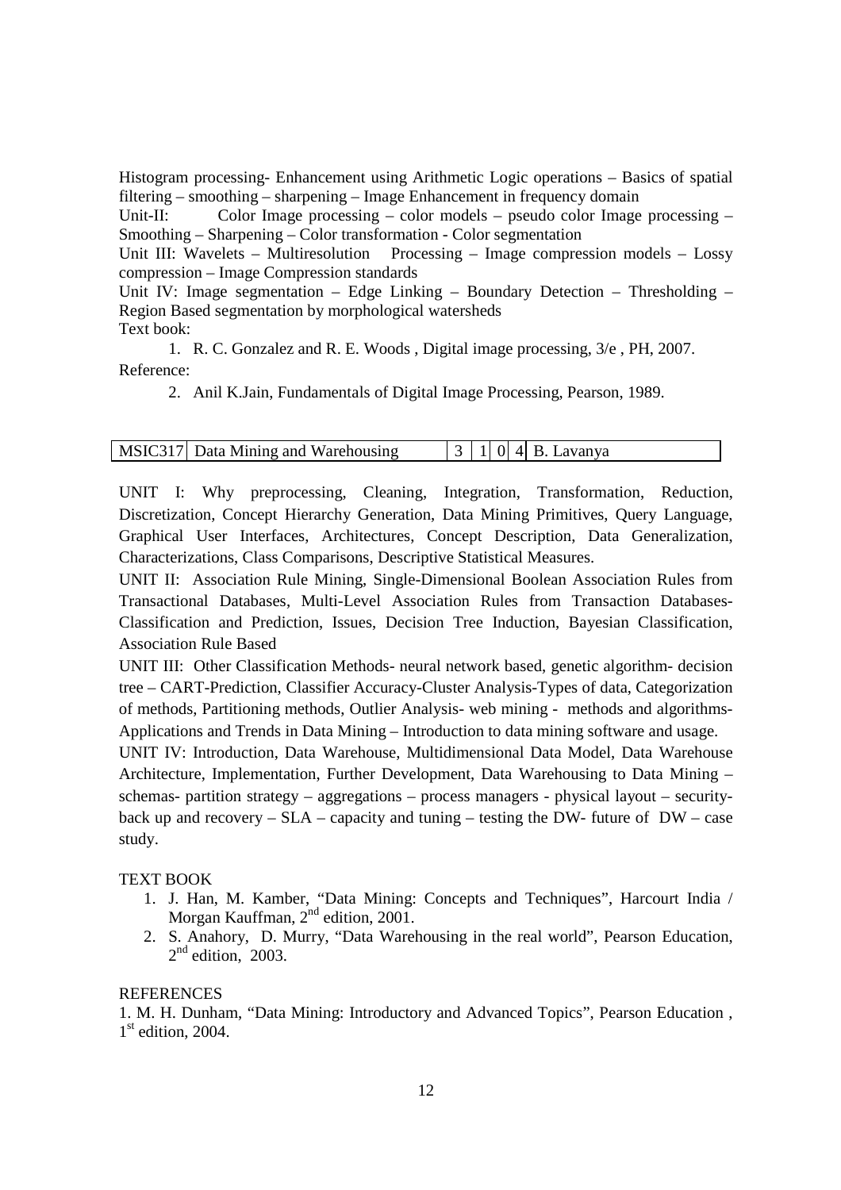Histogram processing- Enhancement using Arithmetic Logic operations – Basics of spatial filtering – smoothing – sharpening – Image Enhancement in frequency domain

Unit-II: Color Image processing – color models – pseudo color Image processing – Smoothing – Sharpening – Color transformation - Color segmentation

Unit III: Wavelets – Multiresolution Processing – Image compression models – Lossy compression – Image Compression standards

Unit IV: Image segmentation – Edge Linking – Boundary Detection – Thresholding – Region Based segmentation by morphological watersheds

Text book:

1. R. C. Gonzalez and R. E. Woods , Digital image processing, 3/e , PH, 2007.

Reference:

2. Anil K.Jain, Fundamentals of Digital Image Processing, Pearson, 1989.

| MSIC317 | Data Mining and Warehousing | 3 | 1 | 0 | 4 | B. Lavanya |
|---|---|---|---|---|---|---|

UNIT I: Why preprocessing, Cleaning, Integration, Transformation, Reduction, Discretization, Concept Hierarchy Generation, Data Mining Primitives, Query Language, Graphical User Interfaces, Architectures, Concept Description, Data Generalization, Characterizations, Class Comparisons, Descriptive Statistical Measures.

UNIT II: Association Rule Mining, Single-Dimensional Boolean Association Rules from Transactional Databases, Multi-Level Association Rules from Transaction Databases-Classification and Prediction, Issues, Decision Tree Induction, Bayesian Classification, Association Rule Based

UNIT III: Other Classification Methods- neural network based, genetic algorithm- decision tree – CART-Prediction, Classifier Accuracy-Cluster Analysis-Types of data, Categorization of methods, Partitioning methods, Outlier Analysis- web mining - methods and algorithms-Applications and Trends in Data Mining – Introduction to data mining software and usage.

UNIT IV: Introduction, Data Warehouse, Multidimensional Data Model, Data Warehouse Architecture, Implementation, Further Development, Data Warehousing to Data Mining – schemas- partition strategy – aggregations – process managers - physical layout – security-back up and recovery – SLA – capacity and tuning – testing the DW- future of DW – case study.

TEXT BOOK

1. J. Han, M. Kamber, "Data Mining: Concepts and Techniques", Harcourt India / Morgan Kauffman, 2nd edition, 2001.
2. S. Anahory, D. Murry, "Data Warehousing in the real world", Pearson Education, 2nd edition, 2003.

REFERENCES

1. M. H. Dunham, "Data Mining: Introductory and Advanced Topics", Pearson Education , 1st edition, 2004.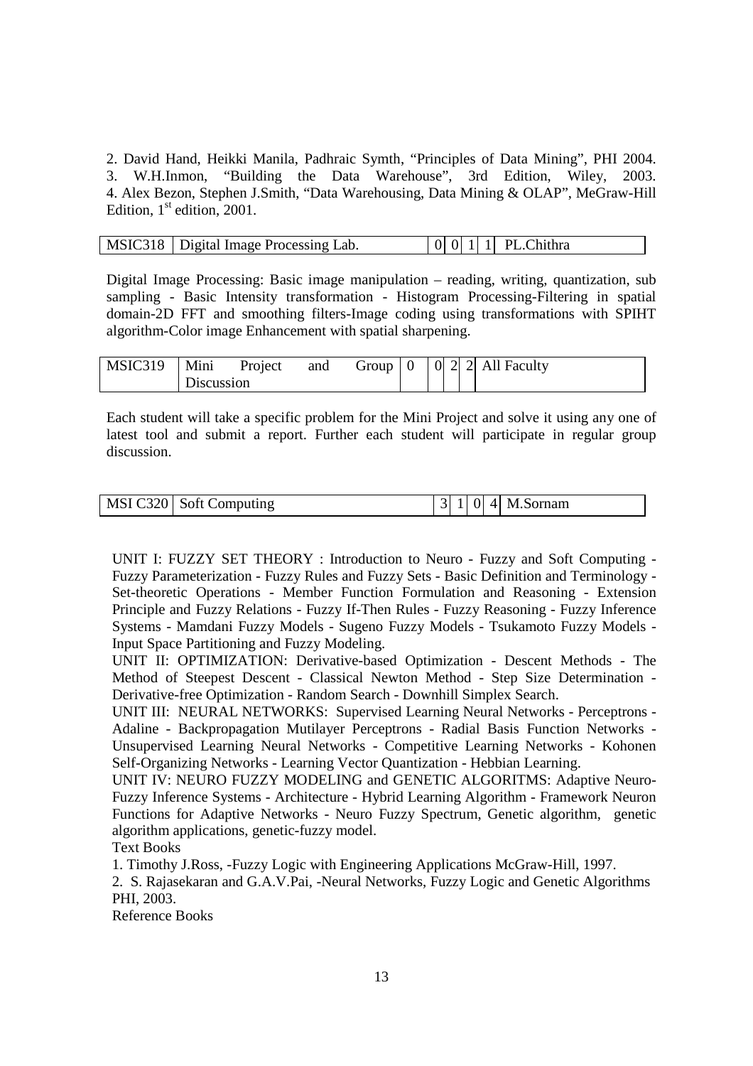2. David Hand, Heikki Manila, Padhraic Symth, "Principles of Data Mining", PHI 2004.
3. W.H.Inmon, "Building the Data Warehouse", 3rd Edition, Wiley, 2003.
4. Alex Bezon, Stephen J.Smith, "Data Warehousing, Data Mining & OLAP", MeGraw-Hill Edition, 1st edition, 2001.

| MSIC318 | Digital Image Processing Lab. | 0 | 0 | 1 | 1 | PL.Chithra |
|---|---|---|---|---|---|---|

Digital Image Processing: Basic image manipulation – reading, writing, quantization, sub sampling - Basic Intensity transformation - Histogram Processing-Filtering in spatial domain-2D FFT and smoothing filters-Image coding using transformations with SPIHT algorithm-Color image Enhancement with spatial sharpening.

| MSIC319 | Mini Project and Group Discussion | 0 | 0 | 2 | 2 | All Faculty |
|---|---|---|---|---|---|---|

Each student will take a specific problem for the Mini Project and solve it using any one of latest tool and submit a report. Further each student will participate in regular group discussion.

| MSI C320 | Soft Computing | 3 | 1 | 0 | 4 | M.Sornam |
|---|---|---|---|---|---|---|

UNIT I: FUZZY SET THEORY : Introduction to Neuro - Fuzzy and Soft Computing - Fuzzy Parameterization - Fuzzy Rules and Fuzzy Sets - Basic Definition and Terminology - Set-theoretic Operations - Member Function Formulation and Reasoning - Extension Principle and Fuzzy Relations - Fuzzy If-Then Rules - Fuzzy Reasoning - Fuzzy Inference Systems - Mamdani Fuzzy Models - Sugeno Fuzzy Models - Tsukamoto Fuzzy Models - Input Space Partitioning and Fuzzy Modeling.

UNIT II: OPTIMIZATION: Derivative-based Optimization - Descent Methods - The Method of Steepest Descent - Classical Newton Method - Step Size Determination - Derivative-free Optimization - Random Search - Downhill Simplex Search.

UNIT III: NEURAL NETWORKS: Supervised Learning Neural Networks - Perceptrons - Adaline - Backpropagation Mutilayer Perceptrons - Radial Basis Function Networks - Unsupervised Learning Neural Networks - Competitive Learning Networks - Kohonen Self-Organizing Networks - Learning Vector Quantization - Hebbian Learning.

UNIT IV: NEURO FUZZY MODELING and GENETIC ALGORITMS: Adaptive Neuro-Fuzzy Inference Systems - Architecture - Hybrid Learning Algorithm - Framework Neuron Functions for Adaptive Networks - Neuro Fuzzy Spectrum, Genetic algorithm, genetic algorithm applications, genetic-fuzzy model.

Text Books

1. Timothy J.Ross, -Fuzzy Logic with Engineering Applications McGraw-Hill, 1997.
2. S. Rajasekaran and G.A.V.Pai, -Neural Networks, Fuzzy Logic and Genetic Algorithms PHI, 2003.

Reference Books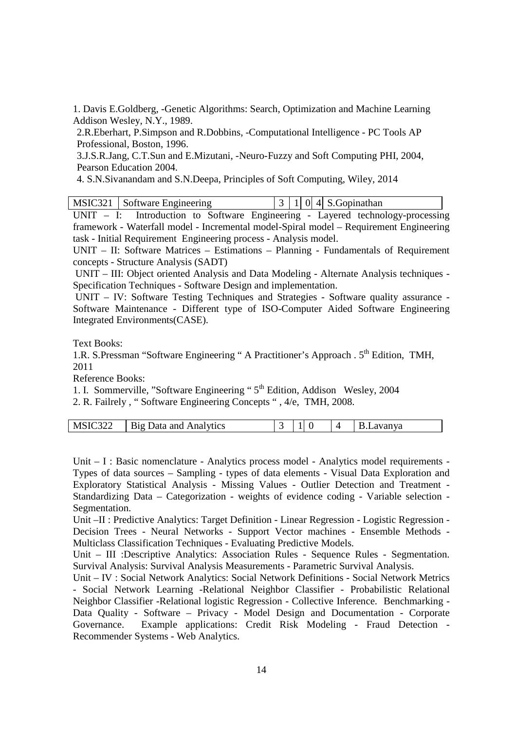1. Davis E.Goldberg, -Genetic Algorithms: Search, Optimization and Machine Learning Addison Wesley, N.Y., 1989.

2.R.Eberhart, P.Simpson and R.Dobbins, -Computational Intelligence - PC Tools AP Professional, Boston, 1996.

3.J.S.R.Jang, C.T.Sun and E.Mizutani, -Neuro-Fuzzy and Soft Computing PHI, 2004, Pearson Education 2004.

4. S.N.Sivanandam and S.N.Deepa, Principles of Soft Computing, Wiley, 2014

| MSIC321 | Software Engineering | 3 | 1 | 0 | 4 | S.Gopinathan |
|---|---|---|---|---|---|---|

UNIT – I: Introduction to Software Engineering - Layered technology-processing framework - Waterfall model - Incremental model-Spiral model – Requirement Engineering task - Initial Requirement Engineering process - Analysis model.

UNIT – II: Software Matrices – Estimations – Planning - Fundamentals of Requirement concepts - Structure Analysis (SADT)

UNIT – III: Object oriented Analysis and Data Modeling - Alternate Analysis techniques - Specification Techniques - Software Design and implementation.

UNIT – IV: Software Testing Techniques and Strategies - Software quality assurance - Software Maintenance - Different type of ISO-Computer Aided Software Engineering Integrated Environments(CASE).

Text Books:

1.R. S.Pressman "Software Engineering " A Practitioner's Approach . 5th Edition, TMH, 2011

Reference Books:

1. I. Sommerville, "Software Engineering " 5th Edition, Addison Wesley, 2004
2. R. Failrely , " Software Engineering Concepts " , 4/e, TMH, 2008.

| MSIC322 | Big Data and Analytics | 3 | 1 | 0 | 4 | B.Lavanya |
|---|---|---|---|---|---|---|

Unit – I : Basic nomenclature - Analytics process model - Analytics model requirements - Types of data sources – Sampling - types of data elements - Visual Data Exploration and Exploratory Statistical Analysis - Missing Values - Outlier Detection and Treatment - Standardizing Data – Categorization - weights of evidence coding - Variable selection - Segmentation.

Unit –II : Predictive Analytics: Target Definition - Linear Regression - Logistic Regression - Decision Trees - Neural Networks - Support Vector machines - Ensemble Methods - Multiclass Classification Techniques - Evaluating Predictive Models.

Unit – III :Descriptive Analytics: Association Rules - Sequence Rules - Segmentation. Survival Analysis: Survival Analysis Measurements - Parametric Survival Analysis.

Unit – IV : Social Network Analytics: Social Network Definitions - Social Network Metrics - Social Network Learning -Relational Neighbor Classifier - Probabilistic Relational Neighbor Classifier -Relational logistic Regression - Collective Inference. Benchmarking - Data Quality - Software – Privacy - Model Design and Documentation - Corporate Governance. Example applications: Credit Risk Modeling - Fraud Detection - Recommender Systems - Web Analytics.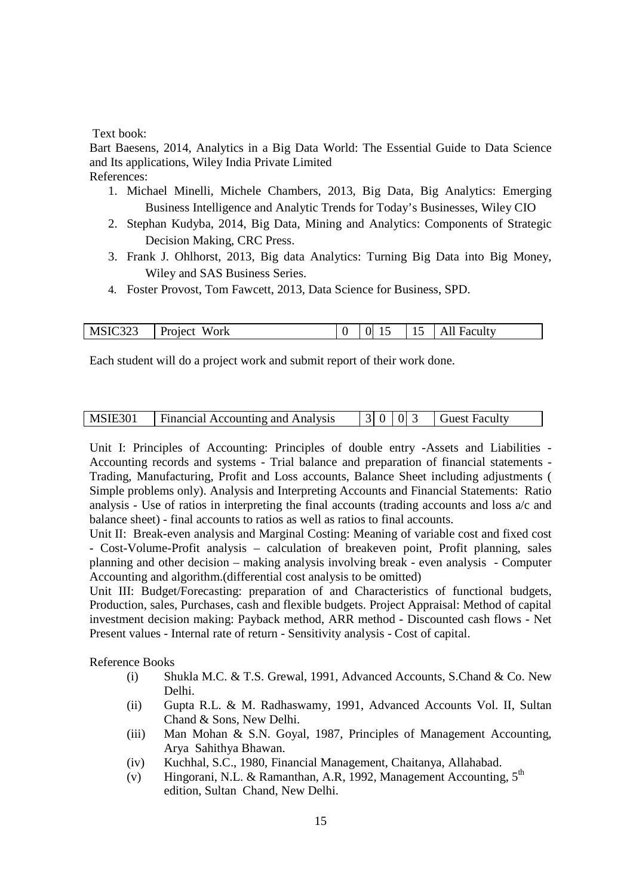Text book:

Bart Baesens, 2014, Analytics in a Big Data World: The Essential Guide to Data Science and Its applications, Wiley India Private Limited

References:

1. Michael Minelli, Michele Chambers, 2013, Big Data, Big Analytics: Emerging Business Intelligence and Analytic Trends for Today's Businesses, Wiley CIO
2. Stephan Kudyba, 2014, Big Data, Mining and Analytics: Components of Strategic Decision Making, CRC Press.
3. Frank J. Ohlhorst, 2013, Big data Analytics: Turning Big Data into Big Money, Wiley and SAS Business Series.
4. Foster Provost, Tom Fawcett, 2013, Data Science for Business, SPD.

| MSIC323 | Project Work | 0 | 0 | 15 | 15 | All Faculty |
|---|---|---|---|---|---|---|

Each student will do a project work and submit report of their work done.

| MSIE301 | Financial Accounting and Analysis | 3 | 0 | 0 | 3 | Guest Faculty |
|---|---|---|---|---|---|---|

Unit I: Principles of Accounting: Principles of double entry -Assets and Liabilities - Accounting records and systems - Trial balance and preparation of financial statements - Trading, Manufacturing, Profit and Loss accounts, Balance Sheet including adjustments ( Simple problems only). Analysis and Interpreting Accounts and Financial Statements: Ratio analysis - Use of ratios in interpreting the final accounts (trading accounts and loss a/c and balance sheet) - final accounts to ratios as well as ratios to final accounts.

Unit II: Break-even analysis and Marginal Costing: Meaning of variable cost and fixed cost - Cost-Volume-Profit analysis – calculation of breakeven point, Profit planning, sales planning and other decision – making analysis involving break - even analysis - Computer Accounting and algorithm.(differential cost analysis to be omitted)

Unit III: Budget/Forecasting: preparation of and Characteristics of functional budgets, Production, sales, Purchases, cash and flexible budgets. Project Appraisal: Method of capital investment decision making: Payback method, ARR method - Discounted cash flows - Net Present values - Internal rate of return - Sensitivity analysis - Cost of capital.

Reference Books

(i) Shukla M.C. & T.S. Grewal, 1991, Advanced Accounts, S.Chand & Co. New Delhi.

(ii) Gupta R.L. & M. Radhaswamy, 1991, Advanced Accounts Vol. II, Sultan Chand & Sons, New Delhi.

(iii) Man Mohan & S.N. Goyal, 1987, Principles of Management Accounting, Arya Sahithya Bhawan.

(iv) Kuchhal, S.C., 1980, Financial Management, Chaitanya, Allahabad.

(v) Hingorani, N.L. & Ramanthan, A.R, 1992, Management Accounting, 5th edition, Sultan Chand, New Delhi.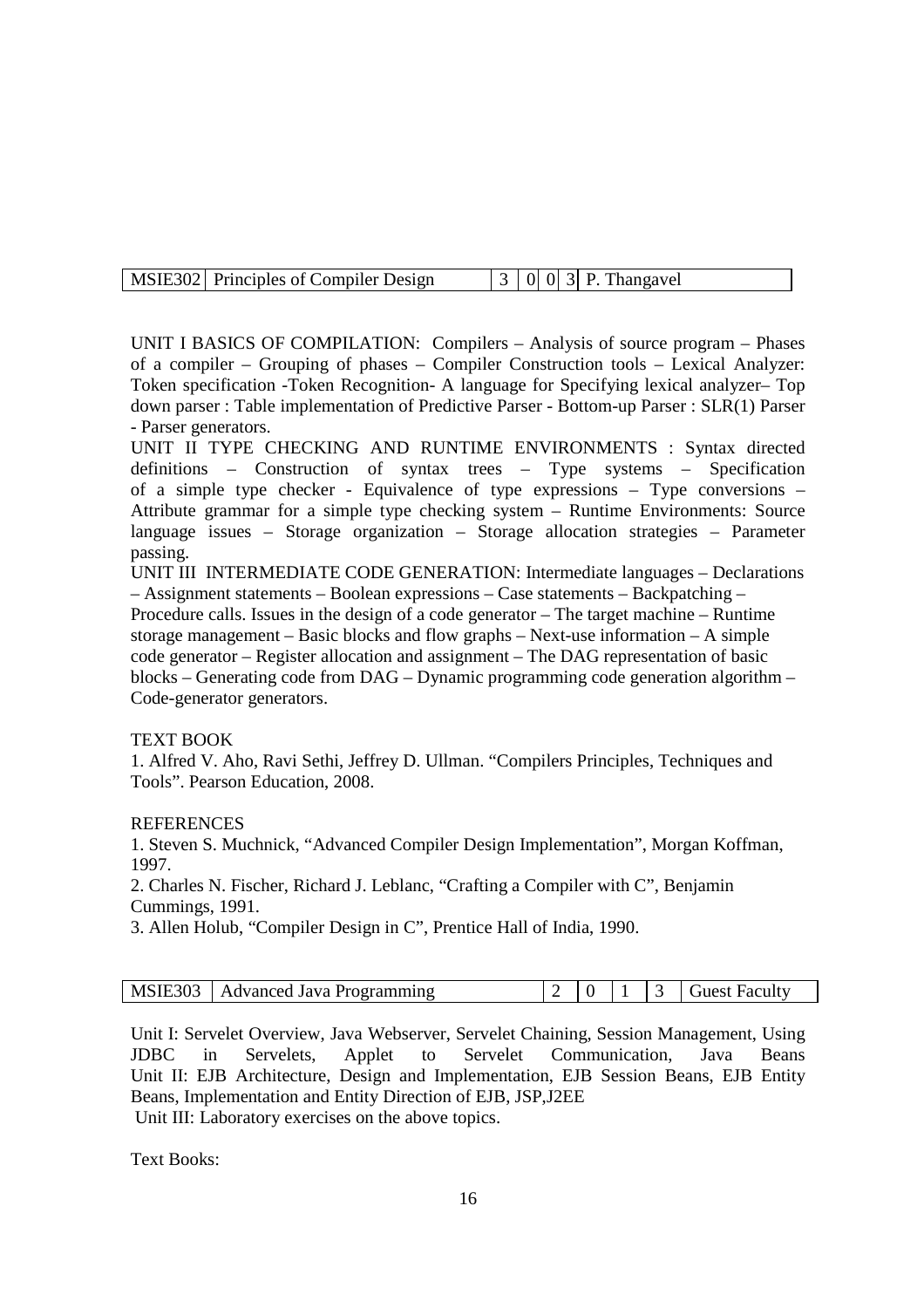| MSIE302 | Principles of Compiler Design | 3 | 0 | 0 | 3 | P. Thangavel |
|---|---|---|---|---|---|---|

UNIT I BASICS OF COMPILATION: Compilers – Analysis of source program – Phases of a compiler – Grouping of phases – Compiler Construction tools – Lexical Analyzer: Token specification -Token Recognition- A language for Specifying lexical analyzer– Top down parser : Table implementation of Predictive Parser - Bottom-up Parser : SLR(1) Parser - Parser generators.

UNIT II TYPE CHECKING AND RUNTIME ENVIRONMENTS : Syntax directed definitions – Construction of syntax trees – Type systems – Specification of a simple type checker - Equivalence of type expressions – Type conversions – Attribute grammar for a simple type checking system – Runtime Environments: Source language issues – Storage organization – Storage allocation strategies – Parameter passing.

UNIT III INTERMEDIATE CODE GENERATION: Intermediate languages – Declarations – Assignment statements – Boolean expressions – Case statements – Backpatching – Procedure calls. Issues in the design of a code generator – The target machine – Runtime storage management – Basic blocks and flow graphs – Next-use information – A simple code generator – Register allocation and assignment – The DAG representation of basic blocks – Generating code from DAG – Dynamic programming code generation algorithm – Code-generator generators.

TEXT BOOK

1. Alfred V. Aho, Ravi Sethi, Jeffrey D. Ullman. "Compilers Principles, Techniques and Tools". Pearson Education, 2008.

REFERENCES

1. Steven S. Muchnick, "Advanced Compiler Design Implementation", Morgan Koffman, 1997.
2. Charles N. Fischer, Richard J. Leblanc, "Crafting a Compiler with C", Benjamin Cummings, 1991.
3. Allen Holub, "Compiler Design in C", Prentice Hall of India, 1990.

| MSIE303 | Advanced Java Programming | 2 | 0 | 1 | 3 | Guest Faculty |
|---|---|---|---|---|---|---|

Unit I: Servelet Overview, Java Webserver, Servelet Chaining, Session Management, Using JDBC in Servelets, Applet to Servelet Communication, Java Beans
Unit II: EJB Architecture, Design and Implementation, EJB Session Beans, EJB Entity Beans, Implementation and Entity Direction of EJB, JSP,J2EE
Unit III: Laboratory exercises on the above topics.

Text Books: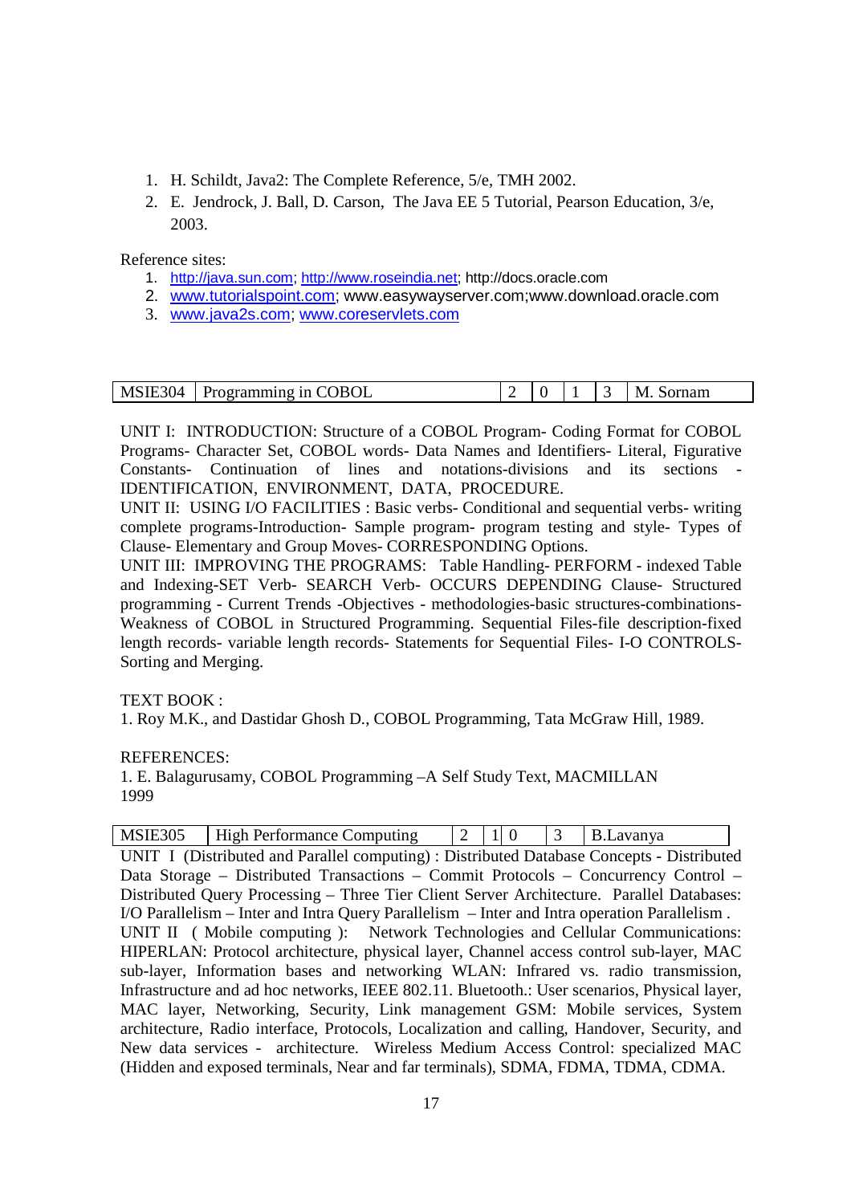1. H. Schildt, Java2: The Complete Reference, 5/e, TMH 2002.
2. E. Jendrock, J. Ball, D. Carson, The Java EE 5 Tutorial, Pearson Education, 3/e, 2003.

Reference sites:

1. http://java.sun.com; http://www.roseindia.net; http://docs.oracle.com
2. www.tutorialspoint.com; www.easywayserver.com;www.download.oracle.com
3. www.java2s.com; www.coreservlets.com

| MSIE304 | Programming in COBOL | 2 | 0 | 1 | 3 | M. Sornam |
|---|---|---|---|---|---|---|

UNIT I: INTRODUCTION: Structure of a COBOL Program- Coding Format for COBOL Programs- Character Set, COBOL words- Data Names and Identifiers- Literal, Figurative Constants- Continuation of lines and notations-divisions and its sections - IDENTIFICATION, ENVIRONMENT, DATA, PROCEDURE.

UNIT II: USING I/O FACILITIES : Basic verbs- Conditional and sequential verbs- writing complete programs-Introduction- Sample program- program testing and style- Types of Clause- Elementary and Group Moves- CORRESPONDING Options.

UNIT III: IMPROVING THE PROGRAMS: Table Handling- PERFORM - indexed Table and Indexing-SET Verb- SEARCH Verb- OCCURS DEPENDING Clause- Structured programming - Current Trends -Objectives - methodologies-basic structures-combinations-Weakness of COBOL in Structured Programming. Sequential Files-file description-fixed length records- variable length records- Statements for Sequential Files- I-O CONTROLS-Sorting and Merging.

TEXT BOOK :

1. Roy M.K., and Dastidar Ghosh D., COBOL Programming, Tata McGraw Hill, 1989.

REFERENCES:

1. E. Balagurusamy, COBOL Programming –A Self Study Text, MACMILLAN 1999

| MSIE305 | High Performance Computing | 2 | 1 | 0 | 3 | B.Lavanya |
|---|---|---|---|---|---|---|

UNIT I (Distributed and Parallel computing) : Distributed Database Concepts - Distributed Data Storage – Distributed Transactions – Commit Protocols – Concurrency Control – Distributed Query Processing – Three Tier Client Server Architecture. Parallel Databases: I/O Parallelism – Inter and Intra Query Parallelism – Inter and Intra operation Parallelism .

UNIT II ( Mobile computing ): Network Technologies and Cellular Communications: HIPERLAN: Protocol architecture, physical layer, Channel access control sub-layer, MAC sub-layer, Information bases and networking WLAN: Infrared vs. radio transmission, Infrastructure and ad hoc networks, IEEE 802.11. Bluetooth.: User scenarios, Physical layer, MAC layer, Networking, Security, Link management GSM: Mobile services, System architecture, Radio interface, Protocols, Localization and calling, Handover, Security, and New data services - architecture. Wireless Medium Access Control: specialized MAC (Hidden and exposed terminals, Near and far terminals), SDMA, FDMA, TDMA, CDMA.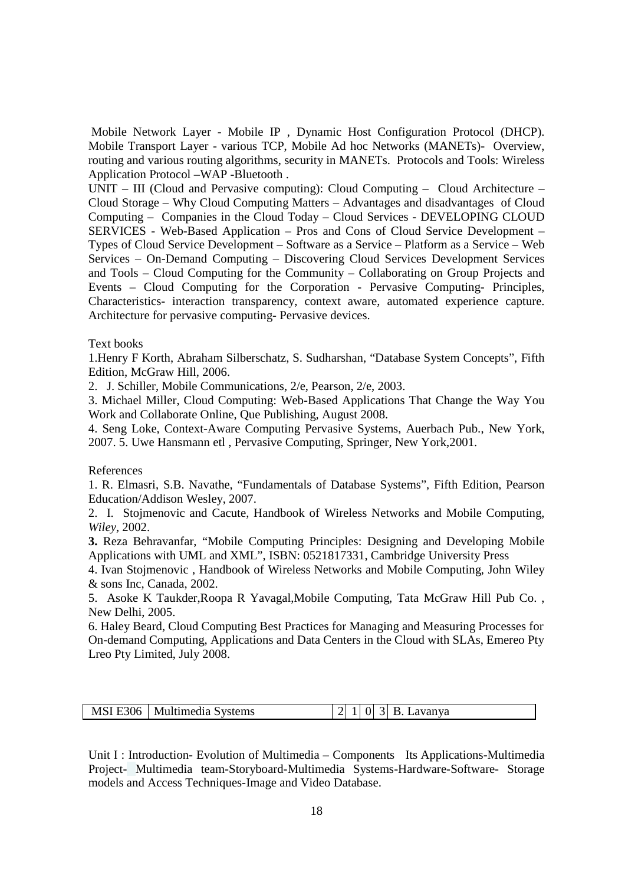Mobile Network Layer - Mobile IP , Dynamic Host Configuration Protocol (DHCP). Mobile Transport Layer - various TCP, Mobile Ad hoc Networks (MANETs)- Overview, routing and various routing algorithms, security in MANETs. Protocols and Tools: Wireless Application Protocol –WAP -Bluetooth .

UNIT – III (Cloud and Pervasive computing): Cloud Computing – Cloud Architecture – Cloud Storage – Why Cloud Computing Matters – Advantages and disadvantages of Cloud Computing – Companies in the Cloud Today – Cloud Services - DEVELOPING CLOUD SERVICES - Web-Based Application – Pros and Cons of Cloud Service Development – Types of Cloud Service Development – Software as a Service – Platform as a Service – Web Services – On-Demand Computing – Discovering Cloud Services Development Services and Tools – Cloud Computing for the Community – Collaborating on Group Projects and Events – Cloud Computing for the Corporation - Pervasive Computing- Principles, Characteristics- interaction transparency, context aware, automated experience capture. Architecture for pervasive computing- Pervasive devices.

Text books

1.Henry F Korth, Abraham Silberschatz, S. Sudharshan, "Database System Concepts", Fifth Edition, McGraw Hill, 2006.

2. J. Schiller, Mobile Communications, 2/e, Pearson, 2/e, 2003.

3. Michael Miller, Cloud Computing: Web-Based Applications That Change the Way You Work and Collaborate Online, Que Publishing, August 2008.

4. Seng Loke, Context-Aware Computing Pervasive Systems, Auerbach Pub., New York, 2007. 5. Uwe Hansmann etl , Pervasive Computing, Springer, New York,2001.

References

1. R. Elmasri, S.B. Navathe, "Fundamentals of Database Systems", Fifth Edition, Pearson Education/Addison Wesley, 2007.

2. I. Stojmenovic and Cacute, Handbook of Wireless Networks and Mobile Computing, *Wiley*, 2002.

**3.** Reza Behravanfar, "Mobile Computing Principles: Designing and Developing Mobile Applications with UML and XML", ISBN: 0521817331, Cambridge University Press

4. Ivan Stojmenovic , Handbook of Wireless Networks and Mobile Computing, John Wiley & sons Inc, Canada, 2002.

5. Asoke K Taukder,Roopa R Yavagal,Mobile Computing, Tata McGraw Hill Pub Co. , New Delhi, 2005.

6. Haley Beard, Cloud Computing Best Practices for Managing and Measuring Processes for On-demand Computing, Applications and Data Centers in the Cloud with SLAs, Emereo Pty Lreo Pty Limited, July 2008.

| MSI E306 | Multimedia Systems | 2 | 1 | 0 | 3 | B. Lavanya |
|---|---|---|---|---|---|---|

Unit I : Introduction- Evolution of Multimedia – Components Its Applications-Multimedia Project- Multimedia team-Storyboard-Multimedia Systems-Hardware-Software- Storage models and Access Techniques-Image and Video Database.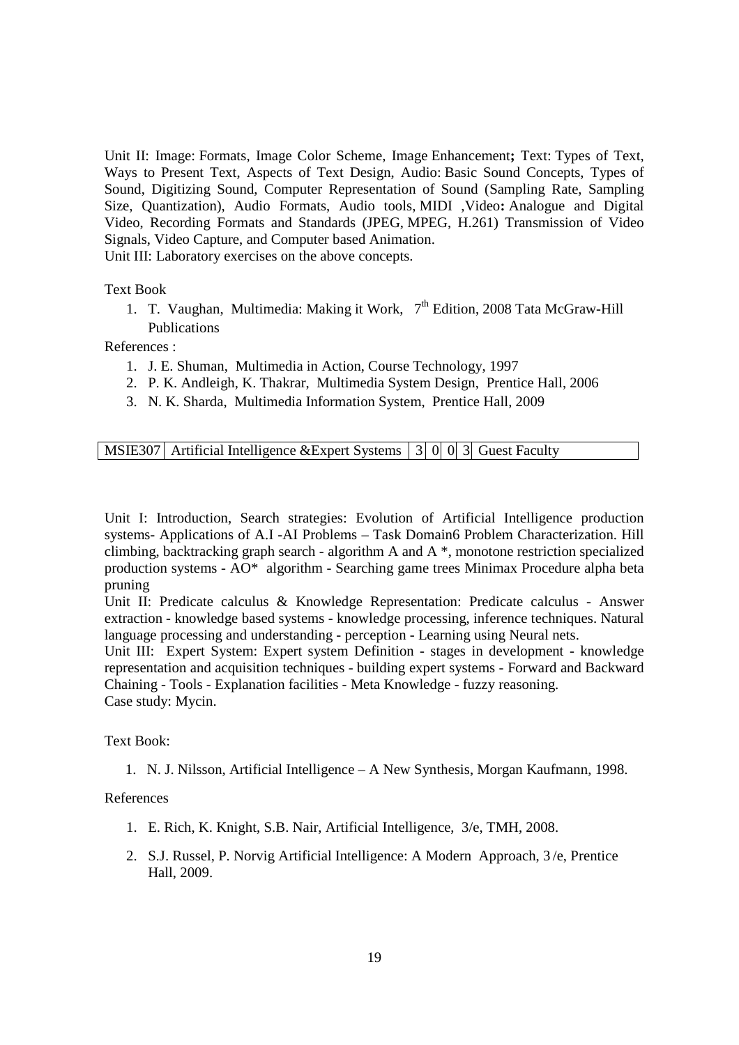Unit II: Image: Formats, Image Color Scheme, Image Enhancement**;** Text: Types of Text, Ways to Present Text, Aspects of Text Design, Audio: Basic Sound Concepts, Types of Sound, Digitizing Sound, Computer Representation of Sound (Sampling Rate, Sampling Size, Quantization), Audio Formats, Audio tools, MIDI ,Video**:** Analogue and Digital Video, Recording Formats and Standards (JPEG, MPEG, H.261) Transmission of Video Signals, Video Capture, and Computer based Animation.

Unit III: Laboratory exercises on the above concepts.

Text Book

1. T. Vaughan, Multimedia: Making it Work, 7th Edition, 2008 Tata McGraw-Hill Publications

References :

1. J. E. Shuman, Multimedia in Action, Course Technology, 1997
2. P. K. Andleigh, K. Thakrar, Multimedia System Design, Prentice Hall, 2006
3. N. K. Sharda, Multimedia Information System, Prentice Hall, 2009

| MSIE307 | Artificial Intelligence &Expert Systems | 3 | 0 | 0 | 3 | Guest Faculty |
|---|---|---|---|---|---|---|

Unit I: Introduction, Search strategies: Evolution of Artificial Intelligence production systems- Applications of A.I -AI Problems – Task Domain6 Problem Characterization. Hill climbing, backtracking graph search - algorithm A and A *, monotone restriction specialized production systems - AO* algorithm - Searching game trees Minimax Procedure alpha beta pruning

Unit II: Predicate calculus & Knowledge Representation: Predicate calculus - Answer extraction - knowledge based systems - knowledge processing, inference techniques. Natural language processing and understanding - perception - Learning using Neural nets.

Unit III: Expert System: Expert system Definition - stages in development - knowledge representation and acquisition techniques - building expert systems - Forward and Backward Chaining - Tools - Explanation facilities - Meta Knowledge - fuzzy reasoning.
Case study: Mycin.

Text Book:

1. N. J. Nilsson, Artificial Intelligence – A New Synthesis, Morgan Kaufmann, 1998.

References

1. E. Rich, K. Knight, S.B. Nair, Artificial Intelligence, 3/e, TMH, 2008.
2. S.J. Russel, P. Norvig Artificial Intelligence: A Modern Approach, 3 /e, Prentice Hall, 2009.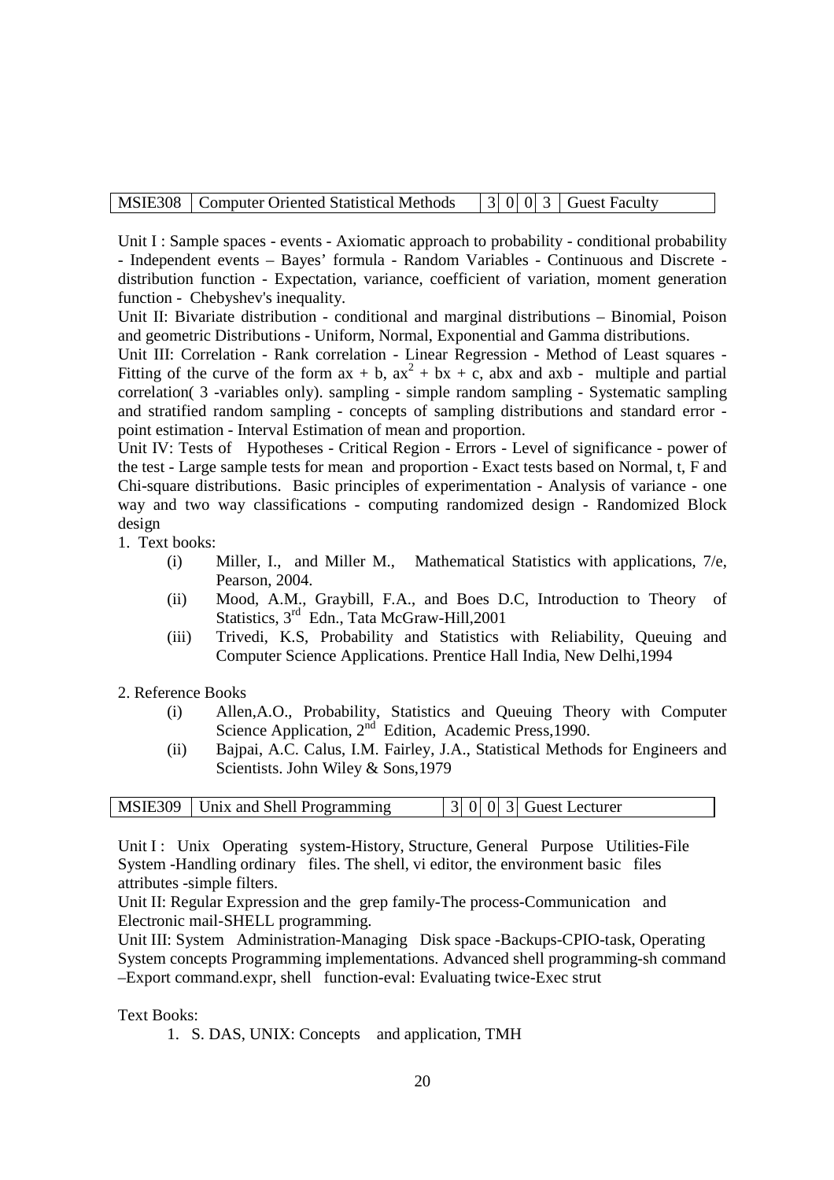| MSIE308 | Computer Oriented Statistical Methods | 3 | 0 | 0 | 3 | Guest Faculty |
|---|---|---|---|---|---|---|

Unit I : Sample spaces - events - Axiomatic approach to probability - conditional probability - Independent events – Bayes' formula - Random Variables - Continuous and Discrete - distribution function - Expectation, variance, coefficient of variation, moment generation function - Chebyshev's inequality.

Unit II: Bivariate distribution - conditional and marginal distributions – Binomial, Poison and geometric Distributions - Uniform, Normal, Exponential and Gamma distributions.

Unit III: Correlation - Rank correlation - Linear Regression - Method of Least squares - Fitting of the curve of the form $ax + b$, $ax^2 + bx + c$, $abx$ and $axb$ - multiple and partial correlation( 3 -variables only). sampling - simple random sampling - Systematic sampling and stratified random sampling - concepts of sampling distributions and standard error - point estimation - Interval Estimation of mean and proportion.

Unit IV: Tests of Hypotheses - Critical Region - Errors - Level of significance - power of the test - Large sample tests for mean and proportion - Exact tests based on Normal, t, F and Chi-square distributions. Basic principles of experimentation - Analysis of variance - one way and two way classifications - computing randomized design - Randomized Block design

1. Text books:
   - (i) Miller, I., and Miller M., Mathematical Statistics with applications, 7/e, Pearson, 2004.
   - (ii) Mood, A.M., Graybill, F.A., and Boes D.C, Introduction to Theory of Statistics, 3rd Edn., Tata McGraw-Hill,2001
   - (iii) Trivedi, K.S, Probability and Statistics with Reliability, Queuing and Computer Science Applications. Prentice Hall India, New Delhi,1994

2. Reference Books
   - (i) Allen,A.O., Probability, Statistics and Queuing Theory with Computer Science Application, 2nd Edition, Academic Press,1990.
   - (ii) Bajpai, A.C. Calus, I.M. Fairley, J.A., Statistical Methods for Engineers and Scientists. John Wiley & Sons,1979

| MSIE309 | Unix and Shell Programming | 3 | 0 | 0 | 3 | Guest Lecturer |
|---|---|---|---|---|---|---|

Unit I : Unix Operating system-History, Structure, General Purpose Utilities-File System -Handling ordinary files. The shell, vi editor, the environment basic files attributes -simple filters.

Unit II: Regular Expression and the grep family-The process-Communication and Electronic mail-SHELL programming.

Unit III: System Administration-Managing Disk space -Backups-CPIO-task, Operating System concepts Programming implementations. Advanced shell programming-sh command –Export command.expr, shell function-eval: Evaluating twice-Exec strut

Text Books:

1. S. DAS, UNIX: Concepts and application, TMH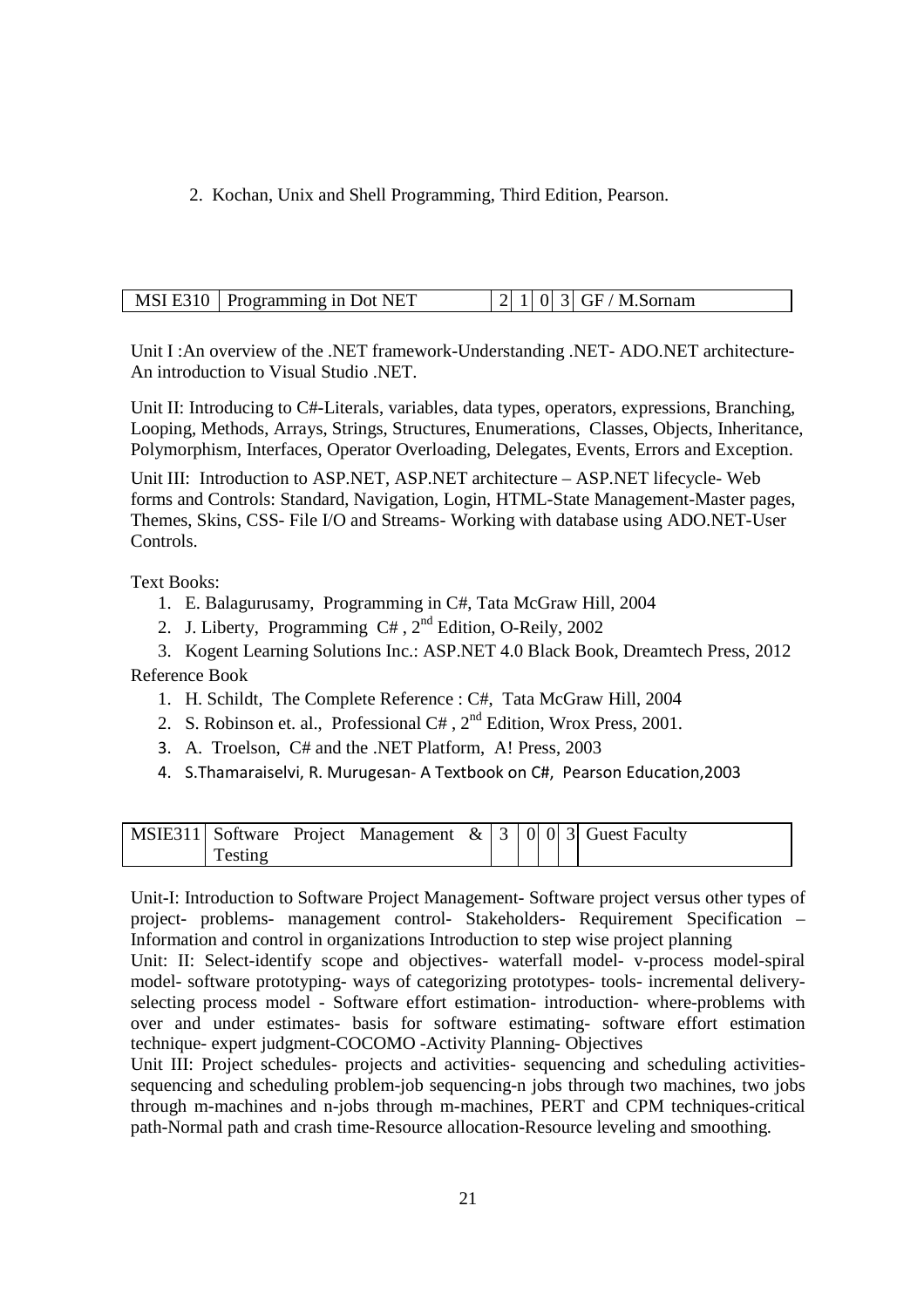2. Kochan, Unix and Shell Programming, Third Edition, Pearson.

| MSI E310 | Programming in Dot NET | 2 | 1 | 0 | 3 | GF / M.Sornam |
|---|---|---|---|---|---|---|

Unit I :An overview of the .NET framework-Understanding .NET- ADO.NET architecture- An introduction to Visual Studio .NET.

Unit II: Introducing to C#-Literals, variables, data types, operators, expressions, Branching, Looping, Methods, Arrays, Strings, Structures, Enumerations, Classes, Objects, Inheritance, Polymorphism, Interfaces, Operator Overloading, Delegates, Events, Errors and Exception.

Unit III: Introduction to ASP.NET, ASP.NET architecture – ASP.NET lifecycle- Web forms and Controls: Standard, Navigation, Login, HTML-State Management-Master pages, Themes, Skins, CSS- File I/O and Streams- Working with database using ADO.NET-User Controls.

Text Books:

1. E. Balagurusamy, Programming in C#, Tata McGraw Hill, 2004
2. J. Liberty, Programming C# , 2nd Edition, O-Reily, 2002
3. Kogent Learning Solutions Inc.: ASP.NET 4.0 Black Book, Dreamtech Press, 2012

Reference Book

1. H. Schildt, The Complete Reference : C#, Tata McGraw Hill, 2004
2. S. Robinson et. al., Professional C# , 2nd Edition, Wrox Press, 2001.
3. A. Troelson, C# and the .NET Platform, A! Press, 2003
4. S.Thamaraiselvi, R. Murugesan- A Textbook on C#, Pearson Education,2003

| MSIE311 | Software Project Management & Testing | 3 | 0 | 0 | 3 | Guest Faculty |
|---|---|---|---|---|---|---|

Unit-I: Introduction to Software Project Management- Software project versus other types of project- problems- management control- Stakeholders- Requirement Specification – Information and control in organizations Introduction to step wise project planning

Unit: II: Select-identify scope and objectives- waterfall model- v-process model-spiral model- software prototyping- ways of categorizing prototypes- tools- incremental delivery- selecting process model - Software effort estimation- introduction- where-problems with over and under estimates- basis for software estimating- software effort estimation technique- expert judgment-COCOMO -Activity Planning- Objectives

Unit III: Project schedules- projects and activities- sequencing and scheduling activities- sequencing and scheduling problem-job sequencing-n jobs through two machines, two jobs through m-machines and n-jobs through m-machines, PERT and CPM techniques-critical path-Normal path and crash time-Resource allocation-Resource leveling and smoothing.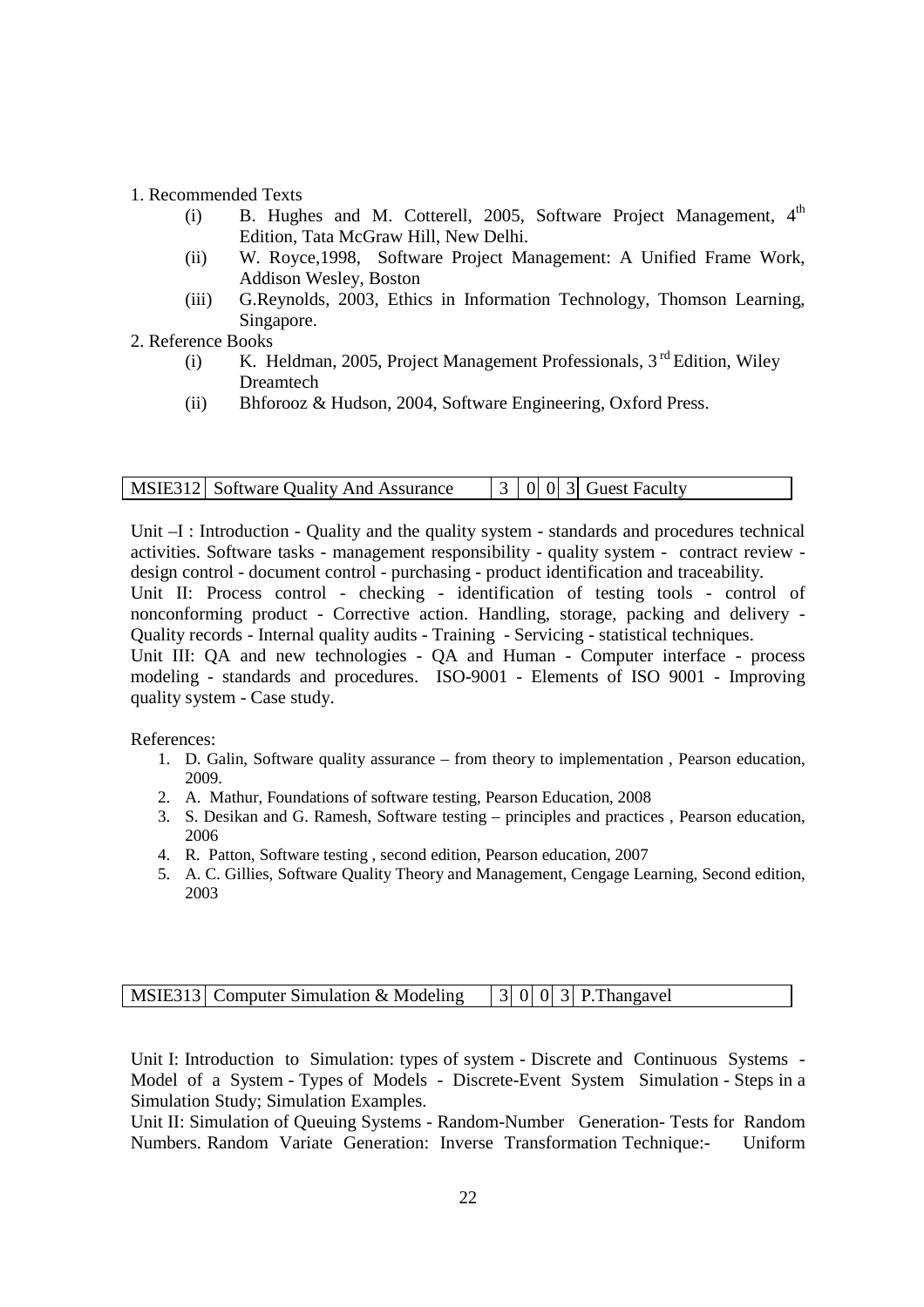1. Recommended Texts

   (i) B. Hughes and M. Cotterell, 2005, Software Project Management, 4th Edition, Tata McGraw Hill, New Delhi.

   (ii) W. Royce,1998, Software Project Management: A Unified Frame Work, Addison Wesley, Boston

   (iii) G.Reynolds, 2003, Ethics in Information Technology, Thomson Learning, Singapore.

2. Reference Books

   (i) K. Heldman, 2005, Project Management Professionals, 3rd Edition, Wiley Dreamtech

   (ii) Bhforooz & Hudson, 2004, Software Engineering, Oxford Press.

| MSIE312 | Software Quality And Assurance | 3 | 0 | 0 | 3 | Guest Faculty |
|---|---|---|---|---|---|---|

Unit –I : Introduction - Quality and the quality system - standards and procedures technical activities. Software tasks - management responsibility - quality system - contract review - design control - document control - purchasing - product identification and traceability.

Unit II: Process control - checking - identification of testing tools - control of nonconforming product - Corrective action. Handling, storage, packing and delivery - Quality records - Internal quality audits - Training - Servicing - statistical techniques.

Unit III: QA and new technologies - QA and Human - Computer interface - process modeling - standards and procedures. ISO-9001 - Elements of ISO 9001 - Improving quality system - Case study.

References:

1. D. Galin, Software quality assurance – from theory to implementation , Pearson education, 2009.
2. A. Mathur, Foundations of software testing, Pearson Education, 2008
3. S. Desikan and G. Ramesh, Software testing – principles and practices , Pearson education, 2006
4. R. Patton, Software testing , second edition, Pearson education, 2007
5. A. C. Gillies, Software Quality Theory and Management, Cengage Learning, Second edition, 2003

| MSIE313 | Computer Simulation & Modeling | 3 | 0 | 0 | 3 | P.Thangavel |
|---|---|---|---|---|---|---|

Unit I: Introduction to Simulation: types of system - Discrete and Continuous Systems - Model of a System - Types of Models - Discrete-Event System Simulation - Steps in a Simulation Study; Simulation Examples.

Unit II: Simulation of Queuing Systems - Random-Number Generation- Tests for Random Numbers. Random Variate Generation: Inverse Transformation Technique:- Uniform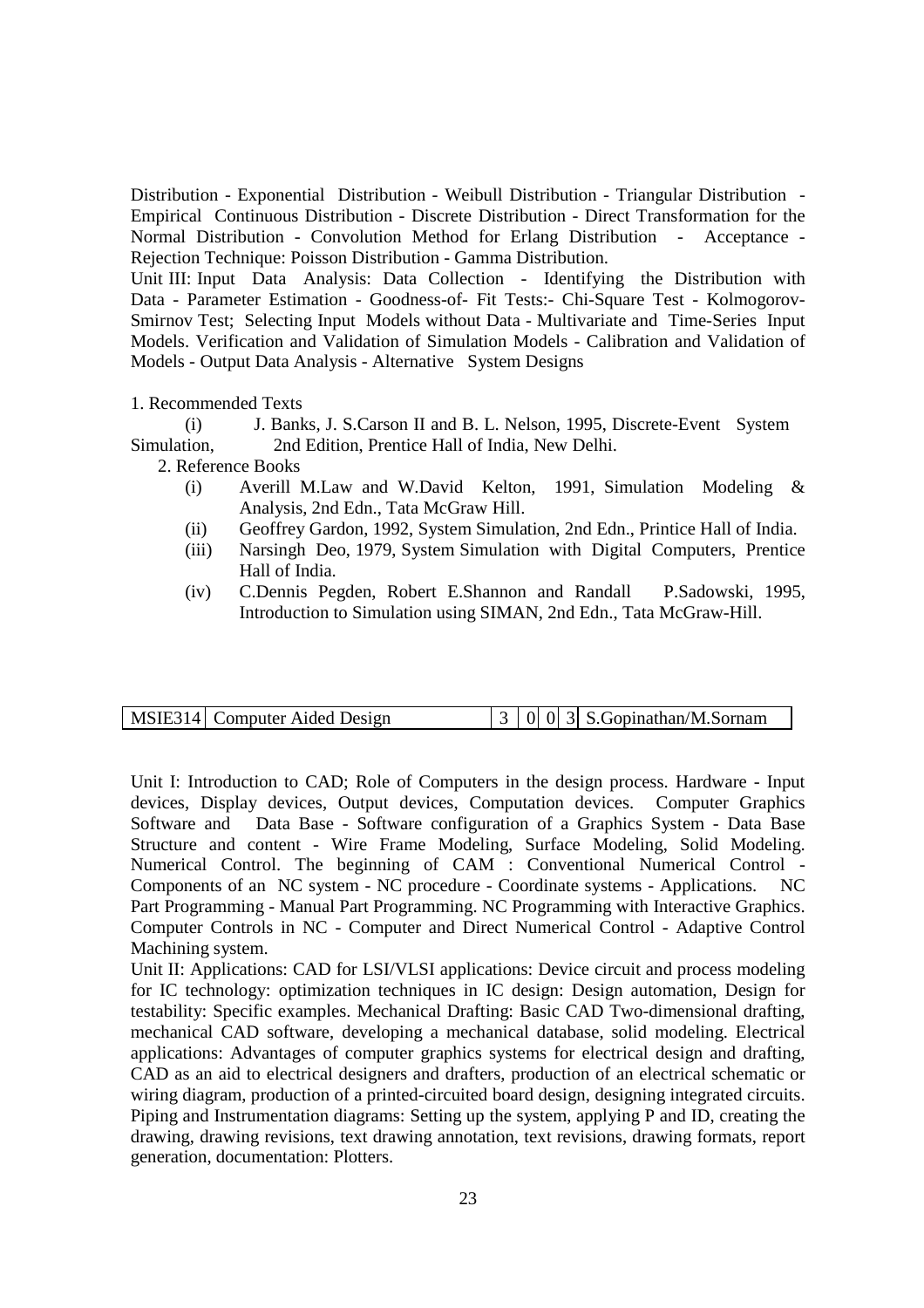Distribution - Exponential Distribution - Weibull Distribution - Triangular Distribution - Empirical Continuous Distribution - Discrete Distribution - Direct Transformation for the Normal Distribution - Convolution Method for Erlang Distribution - Acceptance - Rejection Technique: Poisson Distribution - Gamma Distribution.

Unit III: Input Data Analysis: Data Collection - Identifying the Distribution with Data - Parameter Estimation - Goodness-of- Fit Tests:- Chi-Square Test - Kolmogorov-Smirnov Test; Selecting Input Models without Data - Multivariate and Time-Series Input Models. Verification and Validation of Simulation Models - Calibration and Validation of Models - Output Data Analysis - Alternative System Designs

1. Recommended Texts

   (i) J. Banks, J. S.Carson II and B. L. Nelson, 1995, Discrete-Event System Simulation, 2nd Edition, Prentice Hall of India, New Delhi.

2. Reference Books

   (i) Averill M.Law and W.David Kelton, 1991, Simulation Modeling & Analysis, 2nd Edn., Tata McGraw Hill.

   (ii) Geoffrey Gardon, 1992, System Simulation, 2nd Edn., Printice Hall of India.

   (iii) Narsingh Deo, 1979, System Simulation with Digital Computers, Prentice Hall of India.

   (iv) C.Dennis Pegden, Robert E.Shannon and Randall P.Sadowski, 1995, Introduction to Simulation using SIMAN, 2nd Edn., Tata McGraw-Hill.

| MSIE314 | Computer Aided Design | 3 | 0 | 0 | 3 | S.Gopinathan/M.Sornam |
|---|---|---|---|---|---|---|

Unit I: Introduction to CAD; Role of Computers in the design process. Hardware - Input devices, Display devices, Output devices, Computation devices. Computer Graphics Software and Data Base - Software configuration of a Graphics System - Data Base Structure and content - Wire Frame Modeling, Surface Modeling, Solid Modeling. Numerical Control. The beginning of CAM : Conventional Numerical Control - Components of an NC system - NC procedure - Coordinate systems - Applications. NC Part Programming - Manual Part Programming. NC Programming with Interactive Graphics. Computer Controls in NC - Computer and Direct Numerical Control - Adaptive Control Machining system.

Unit II: Applications: CAD for LSI/VLSI applications: Device circuit and process modeling for IC technology: optimization techniques in IC design: Design automation, Design for testability: Specific examples. Mechanical Drafting: Basic CAD Two-dimensional drafting, mechanical CAD software, developing a mechanical database, solid modeling. Electrical applications: Advantages of computer graphics systems for electrical design and drafting, CAD as an aid to electrical designers and drafters, production of an electrical schematic or wiring diagram, production of a printed-circuited board design, designing integrated circuits. Piping and Instrumentation diagrams: Setting up the system, applying P and ID, creating the drawing, drawing revisions, text drawing annotation, text revisions, drawing formats, report generation, documentation: Plotters.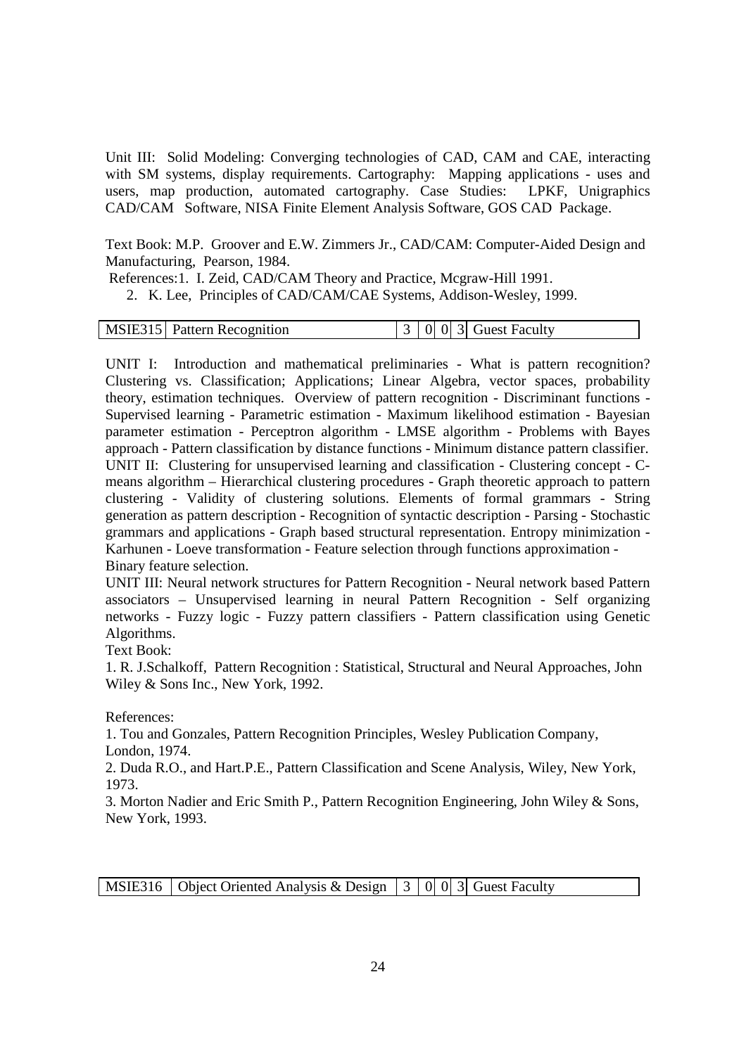Unit III: Solid Modeling: Converging technologies of CAD, CAM and CAE, interacting with SM systems, display requirements. Cartography: Mapping applications - uses and users, map production, automated cartography. Case Studies: LPKF, Unigraphics CAD/CAM Software, NISA Finite Element Analysis Software, GOS CAD Package.

Text Book: M.P. Groover and E.W. Zimmers Jr., CAD/CAM: Computer-Aided Design and Manufacturing, Pearson, 1984.

References:1. I. Zeid, CAD/CAM Theory and Practice, Mcgraw-Hill 1991.

2. K. Lee, Principles of CAD/CAM/CAE Systems, Addison-Wesley, 1999.

| MSIE315 | Pattern Recognition | 3 | 0 | 0 | 3 | Guest Faculty |
|---|---|---|---|---|---|---|

UNIT I: Introduction and mathematical preliminaries - What is pattern recognition? Clustering vs. Classification; Applications; Linear Algebra, vector spaces, probability theory, estimation techniques. Overview of pattern recognition - Discriminant functions - Supervised learning - Parametric estimation - Maximum likelihood estimation - Bayesian parameter estimation - Perceptron algorithm - LMSE algorithm - Problems with Bayes approach - Pattern classification by distance functions - Minimum distance pattern classifier.

UNIT II: Clustering for unsupervised learning and classification - Clustering concept - C-means algorithm – Hierarchical clustering procedures - Graph theoretic approach to pattern clustering - Validity of clustering solutions. Elements of formal grammars - String generation as pattern description - Recognition of syntactic description - Parsing - Stochastic grammars and applications - Graph based structural representation. Entropy minimization - Karhunen - Loeve transformation - Feature selection through functions approximation - Binary feature selection.

UNIT III: Neural network structures for Pattern Recognition - Neural network based Pattern associators – Unsupervised learning in neural Pattern Recognition - Self organizing networks - Fuzzy logic - Fuzzy pattern classifiers - Pattern classification using Genetic Algorithms.

Text Book:

1. R. J.Schalkoff, Pattern Recognition : Statistical, Structural and Neural Approaches, John Wiley & Sons Inc., New York, 1992.

References:

1. Tou and Gonzales, Pattern Recognition Principles, Wesley Publication Company, London, 1974.
2. Duda R.O., and Hart.P.E., Pattern Classification and Scene Analysis, Wiley, New York, 1973.
3. Morton Nadier and Eric Smith P., Pattern Recognition Engineering, John Wiley & Sons, New York, 1993.

| MSIE316 | Object Oriented Analysis & Design | 3 | 0 | 0 | 3 | Guest Faculty |
|---|---|---|---|---|---|---|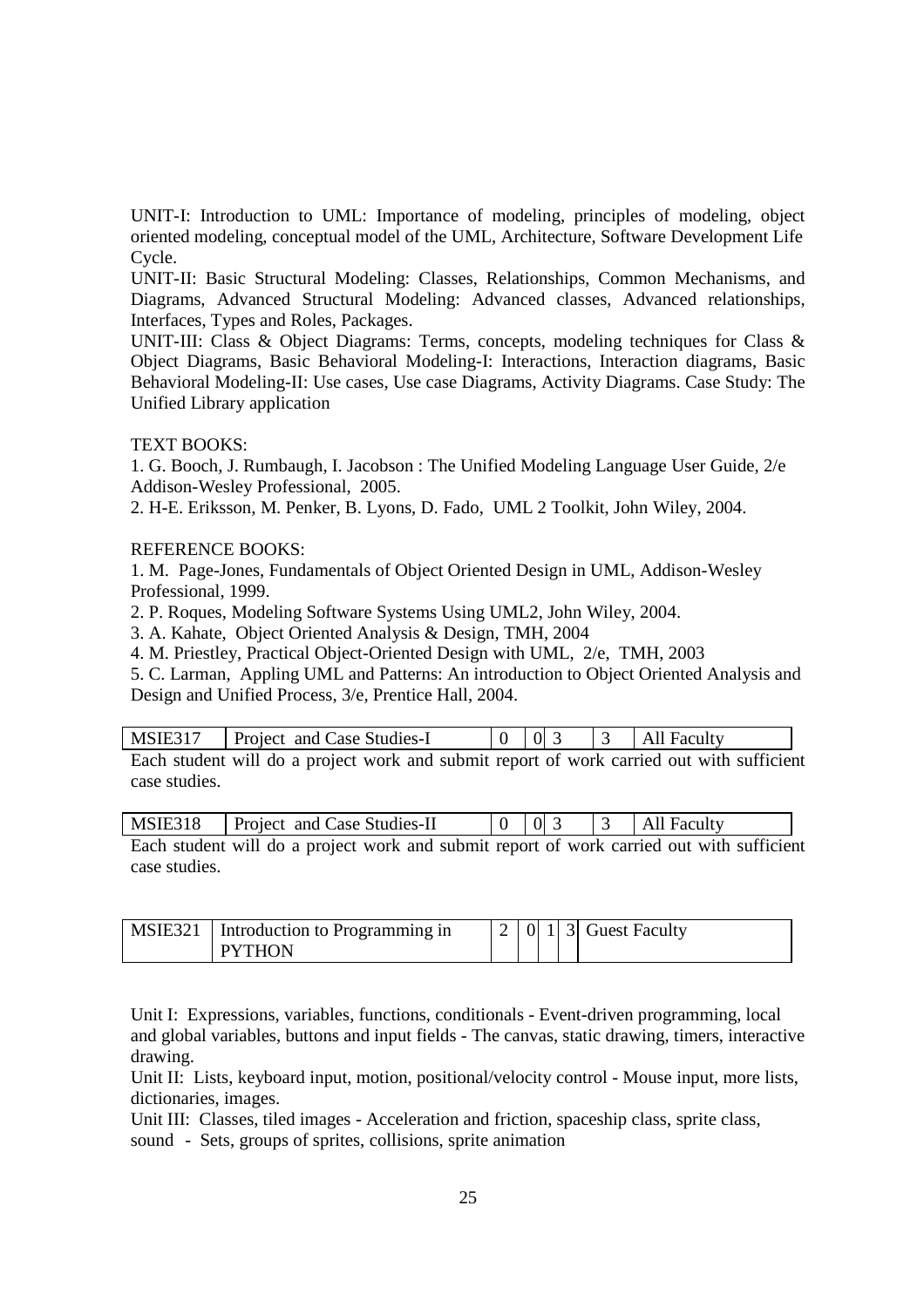UNIT-I: Introduction to UML: Importance of modeling, principles of modeling, object oriented modeling, conceptual model of the UML, Architecture, Software Development Life Cycle.

UNIT-II: Basic Structural Modeling: Classes, Relationships, Common Mechanisms, and Diagrams, Advanced Structural Modeling: Advanced classes, Advanced relationships, Interfaces, Types and Roles, Packages.

UNIT-III: Class & Object Diagrams: Terms, concepts, modeling techniques for Class & Object Diagrams, Basic Behavioral Modeling-I: Interactions, Interaction diagrams, Basic Behavioral Modeling-II: Use cases, Use case Diagrams, Activity Diagrams. Case Study: The Unified Library application

TEXT BOOKS:

1. G. Booch, J. Rumbaugh, I. Jacobson : The Unified Modeling Language User Guide, 2/e Addison-Wesley Professional, 2005.
2. H-E. Eriksson, M. Penker, B. Lyons, D. Fado, UML 2 Toolkit, John Wiley, 2004.

REFERENCE BOOKS:

1. M. Page-Jones, Fundamentals of Object Oriented Design in UML, Addison-Wesley Professional, 1999.
2. P. Roques, Modeling Software Systems Using UML2, John Wiley, 2004.
3. A. Kahate, Object Oriented Analysis & Design, TMH, 2004
4. M. Priestley, Practical Object-Oriented Design with UML, 2/e, TMH, 2003
5. C. Larman, Appling UML and Patterns: An introduction to Object Oriented Analysis and Design and Unified Process, 3/e, Prentice Hall, 2004.

| MSIE317 | Project and Case Studies-I | 0 | 0 | 3 | 3 | All Faculty |
|---|---|---|---|---|---|---|

Each student will do a project work and submit report of work carried out with sufficient case studies.

| MSIE318 | Project and Case Studies-II | 0 | 0 | 3 | 3 | All Faculty |
|---|---|---|---|---|---|---|

Each student will do a project work and submit report of work carried out with sufficient case studies.

| MSIE321 | Introduction to Programming in PYTHON | 2 | 0 | 1 | 3 | Guest Faculty |
|---|---|---|---|---|---|---|

Unit I: Expressions, variables, functions, conditionals - Event-driven programming, local and global variables, buttons and input fields - The canvas, static drawing, timers, interactive drawing.

Unit II: Lists, keyboard input, motion, positional/velocity control - Mouse input, more lists, dictionaries, images.

Unit III: Classes, tiled images - Acceleration and friction, spaceship class, sprite class, sound - Sets, groups of sprites, collisions, sprite animation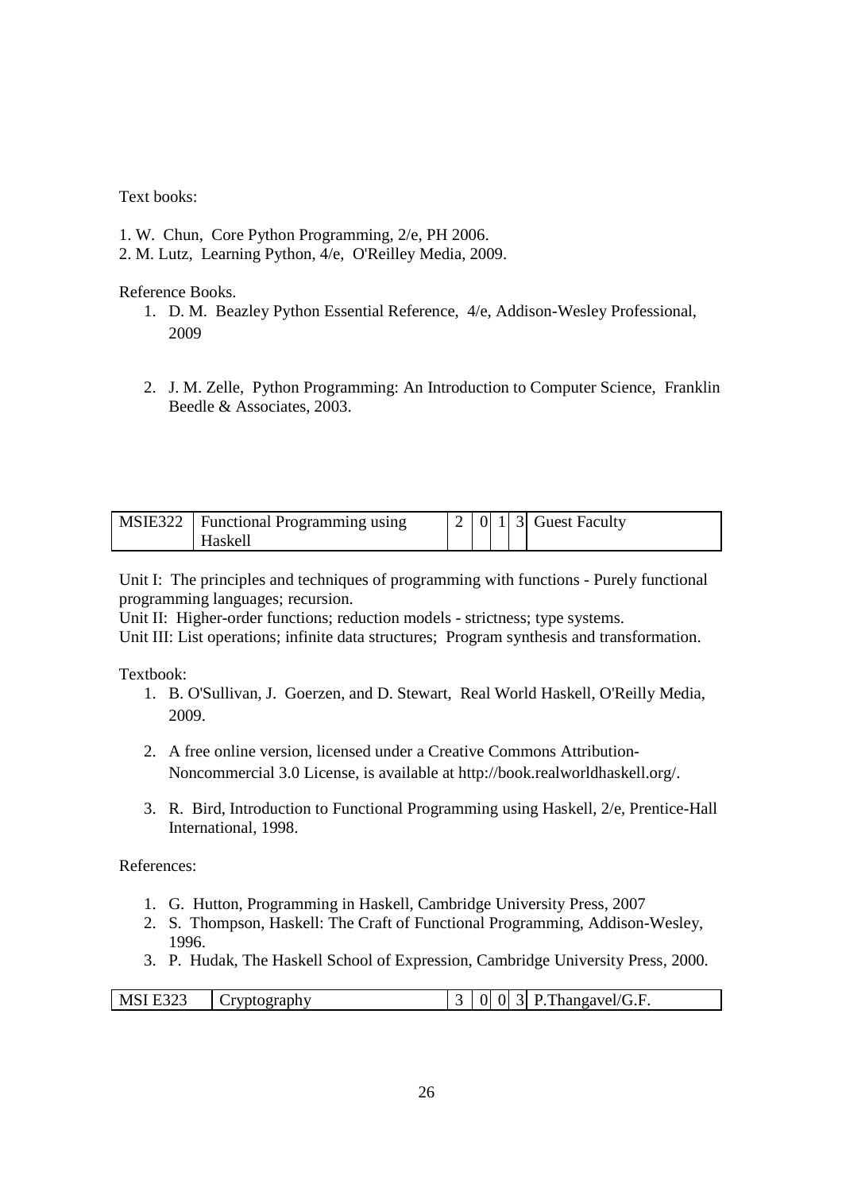Text books:

1. W. Chun, Core Python Programming, 2/e, PH 2006.
2. M. Lutz, Learning Python, 4/e, O'Reilley Media, 2009.

Reference Books.

1. D. M. Beazley Python Essential Reference, 4/e, Addison-Wesley Professional, 2009

2. J. M. Zelle, Python Programming: An Introduction to Computer Science, Franklin Beedle & Associates, 2003.

| MSIE322 | Functional Programming using Haskell | 2 | 0 | 1 | 3 | Guest Faculty |
|---|---|---|---|---|---|---|

Unit I: The principles and techniques of programming with functions - Purely functional programming languages; recursion.
Unit II: Higher-order functions; reduction models - strictness; type systems.
Unit III: List operations; infinite data structures; Program synthesis and transformation.

Textbook:

1. B. O'Sullivan, J. Goerzen, and D. Stewart, Real World Haskell, O'Reilly Media, 2009.

2. A free online version, licensed under a Creative Commons Attribution-Noncommercial 3.0 License, is available at http://book.realworldhaskell.org/.

3. R. Bird, Introduction to Functional Programming using Haskell, 2/e, Prentice-Hall International, 1998.

References:

1. G. Hutton, Programming in Haskell, Cambridge University Press, 2007
2. S. Thompson, Haskell: The Craft of Functional Programming, Addison-Wesley, 1996.
3. P. Hudak, The Haskell School of Expression, Cambridge University Press, 2000.

| MSI E323 | Cryptography | 3 | 0 | 0 | 3 | P.Thangavel/G.F. |
|---|---|---|---|---|---|---|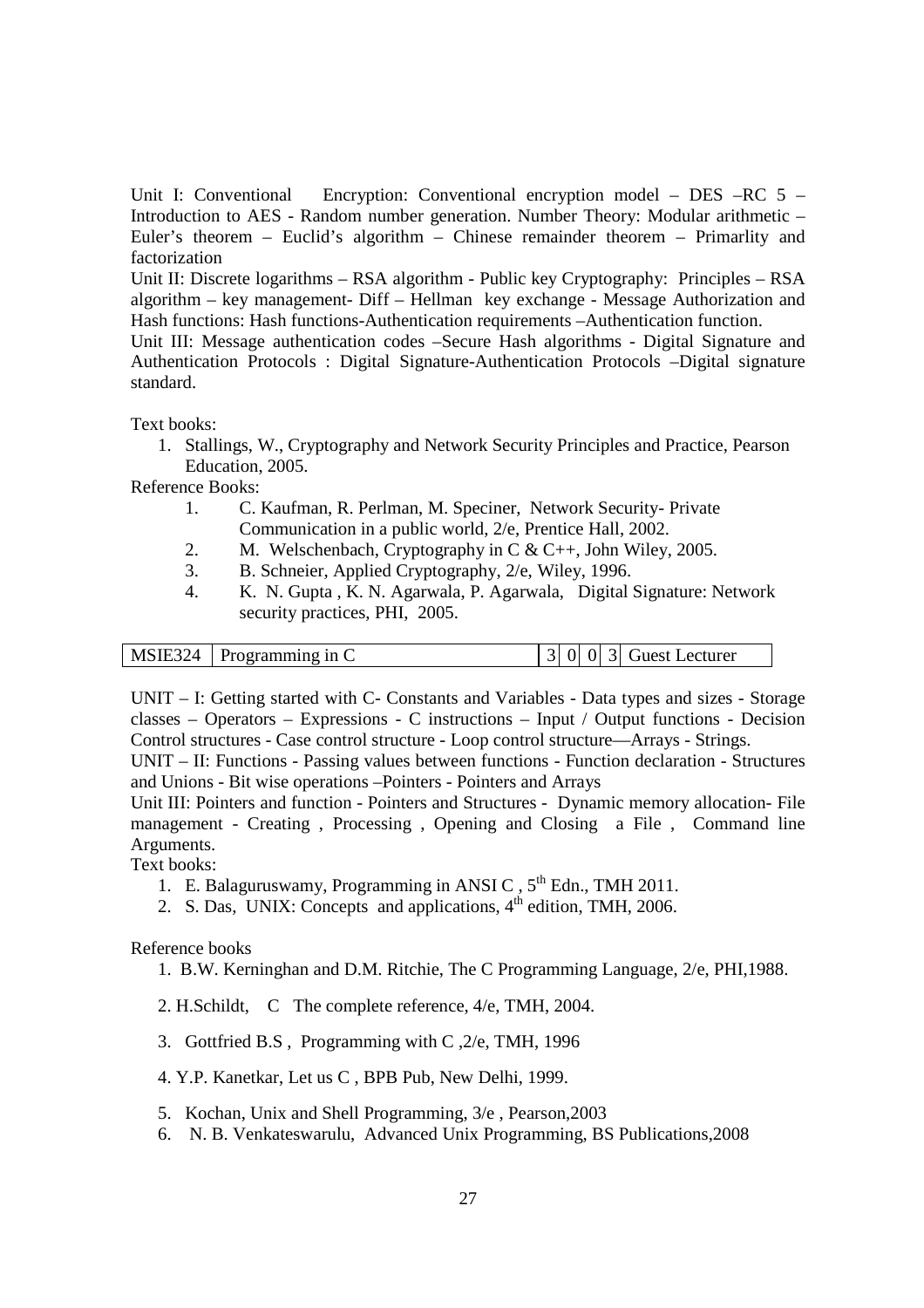Unit I: Conventional Encryption: Conventional encryption model – DES –RC 5 – Introduction to AES - Random number generation. Number Theory: Modular arithmetic – Euler's theorem – Euclid's algorithm – Chinese remainder theorem – Primarlity and factorization

Unit II: Discrete logarithms – RSA algorithm - Public key Cryptography: Principles – RSA algorithm – key management- Diff – Hellman key exchange - Message Authorization and Hash functions: Hash functions-Authentication requirements –Authentication function.

Unit III: Message authentication codes –Secure Hash algorithms - Digital Signature and Authentication Protocols : Digital Signature-Authentication Protocols –Digital signature standard.

Text books:

1. Stallings, W., Cryptography and Network Security Principles and Practice, Pearson Education, 2005.

Reference Books:

1. C. Kaufman, R. Perlman, M. Speciner, Network Security- Private Communication in a public world, 2/e, Prentice Hall, 2002.
2. M. Welschenbach, Cryptography in C & C++, John Wiley, 2005.
3. B. Schneier, Applied Cryptography, 2/e, Wiley, 1996.
4. K. N. Gupta , K. N. Agarwala, P. Agarwala, Digital Signature: Network security practices, PHI, 2005.

| MSIE324 | Programming in C | 3 | 0 | 0 | 3 | Guest Lecturer |
|---|---|---|---|---|---|---|

UNIT – I: Getting started with C- Constants and Variables - Data types and sizes - Storage classes – Operators – Expressions - C instructions – Input / Output functions - Decision Control structures - Case control structure - Loop control structure—Arrays - Strings.

UNIT – II: Functions - Passing values between functions - Function declaration - Structures and Unions - Bit wise operations –Pointers - Pointers and Arrays

Unit III: Pointers and function - Pointers and Structures - Dynamic memory allocation- File management - Creating , Processing , Opening and Closing a File , Command line Arguments.

Text books:

1. E. Balaguruswamy, Programming in ANSI C , 5th Edn., TMH 2011.
2. S. Das, UNIX: Concepts and applications, 4th edition, TMH, 2006.

Reference books

1. B.W. Kerninghan and D.M. Ritchie, The C Programming Language, 2/e, PHI,1988.
2. H.Schildt, C The complete reference, 4/e, TMH, 2004.
3. Gottfried B.S , Programming with C ,2/e, TMH, 1996
4. Y.P. Kanetkar, Let us C , BPB Pub, New Delhi, 1999.
5. Kochan, Unix and Shell Programming, 3/e , Pearson,2003
6. N. B. Venkateswarulu, Advanced Unix Programming, BS Publications,2008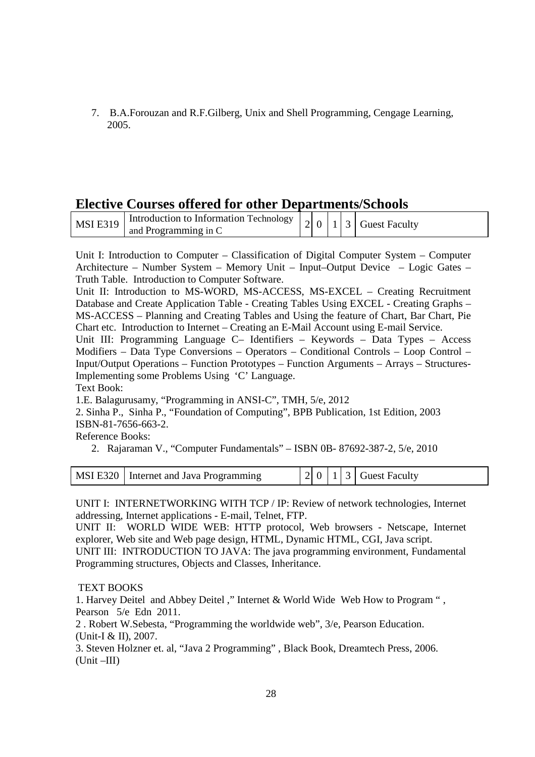7. B.A.Forouzan and R.F.Gilberg, Unix and Shell Programming, Cengage Learning, 2005.

## Elective Courses offered for other Departments/Schools

| MSI E319 | Introduction to Information Technology and Programming in C | 2 | 0 | 1 | 3 | Guest Faculty |
|---|---|---|---|---|---|---|

Unit I: Introduction to Computer – Classification of Digital Computer System – Computer Architecture – Number System – Memory Unit – Input–Output Device – Logic Gates – Truth Table. Introduction to Computer Software.

Unit II: Introduction to MS-WORD, MS-ACCESS, MS-EXCEL – Creating Recruitment Database and Create Application Table - Creating Tables Using EXCEL - Creating Graphs – MS-ACCESS – Planning and Creating Tables and Using the feature of Chart, Bar Chart, Pie Chart etc. Introduction to Internet – Creating an E-Mail Account using E-mail Service.

Unit III: Programming Language C– Identifiers – Keywords – Data Types – Access Modifiers – Data Type Conversions – Operators – Conditional Controls – Loop Control – Input/Output Operations – Function Prototypes – Function Arguments – Arrays – Structures- Implementing some Problems Using 'C' Language.

Text Book:

1.E. Balagurusamy, "Programming in ANSI-C", TMH, 5/e, 2012

2. Sinha P., Sinha P., "Foundation of Computing", BPB Publication, 1st Edition, 2003 ISBN-81-7656-663-2.

Reference Books:

2. Rajaraman V., "Computer Fundamentals" – ISBN 0B- 87692-387-2, 5/e, 2010

| MSI E320 | Internet and Java Programming | 2 | 0 | 1 | 3 | Guest Faculty |
|---|---|---|---|---|---|---|

UNIT I: INTERNETWORKING WITH TCP / IP: Review of network technologies, Internet addressing, Internet applications - E-mail, Telnet, FTP.

UNIT II: WORLD WIDE WEB: HTTP protocol, Web browsers - Netscape, Internet explorer, Web site and Web page design, HTML, Dynamic HTML, CGI, Java script.

UNIT III: INTRODUCTION TO JAVA: The java programming environment, Fundamental Programming structures, Objects and Classes, Inheritance.

TEXT BOOKS

1. Harvey Deitel and Abbey Deitel ," Internet & World Wide Web How to Program " , Pearson 5/e Edn 2011.

2 . Robert W.Sebesta, "Programming the worldwide web", 3/e, Pearson Education. (Unit-I & II), 2007.

3. Steven Holzner et. al, "Java 2 Programming" , Black Book, Dreamtech Press, 2006. (Unit –III)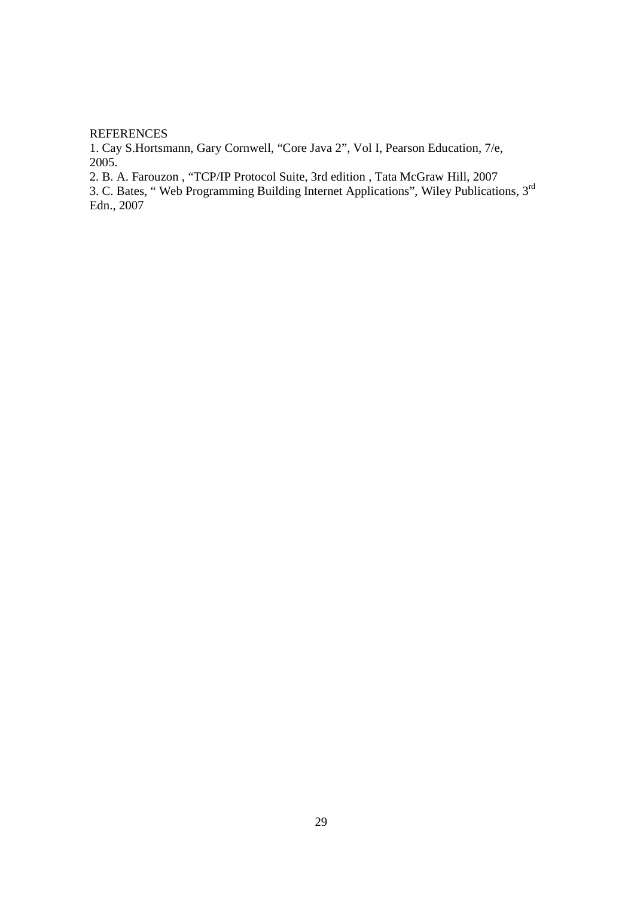REFERENCES

1. Cay S.Hortsmann, Gary Cornwell, “Core Java 2”, Vol I, Pearson Education, 7/e, 2005.
2. B. A. Farouzon , “TCP/IP Protocol Suite, 3rd edition , Tata McGraw Hill, 2007
3. C. Bates, “ Web Programming Building Internet Applications”, Wiley Publications, 3rd Edn., 2007